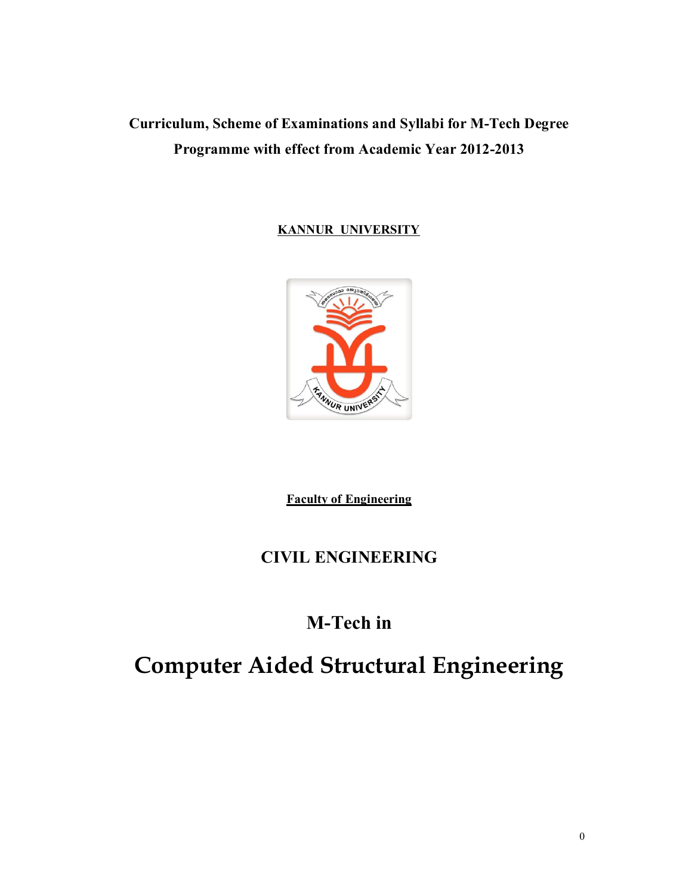**Curriculum, Scheme of Examinations and Syllabi for M-Tech Degree Programme with effect from Academic Year 2012-2013**

**KANNUR UNIVERSITY**

**Faculty of Engineering**

## CIVIL ENGINEERING

## M-Tech in

# Computer Aided Structural Engineering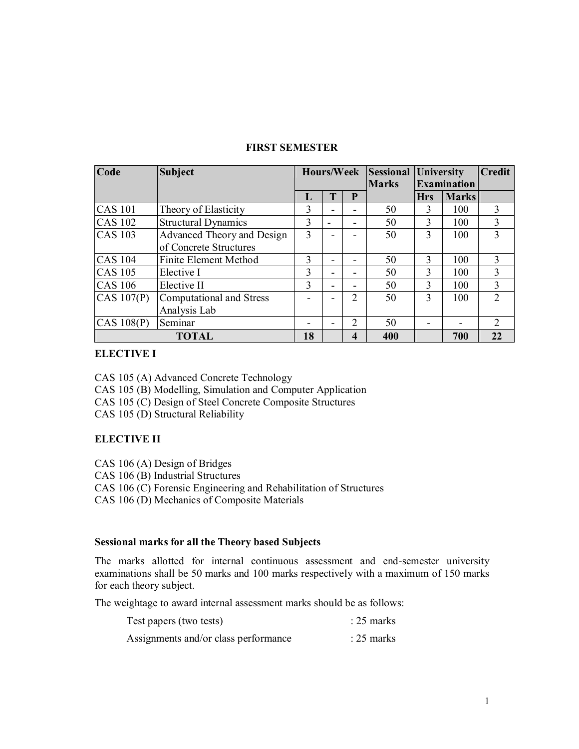## FIRST SEMESTER

| Code | Subject | Hours/Week | | | Sessional Marks | University Examination | | Credit |
|---|---|---|---|---|---|---|---|---|
| | | L | T | P | | Hrs | Marks | |
| CAS 101 | Theory of Elasticity | 3 | - | - | 50 | 3 | 100 | 3 |
| CAS 102 | Structural Dynamics | 3 | - | - | 50 | 3 | 100 | 3 |
| CAS 103 | Advanced Theory and Design of Concrete Structures | 3 | - | - | 50 | 3 | 100 | 3 |
| CAS 104 | Finite Element Method | 3 | - | - | 50 | 3 | 100 | 3 |
| CAS 105 | Elective I | 3 | - | - | 50 | 3 | 100 | 3 |
| CAS 106 | Elective II | 3 | - | - | 50 | 3 | 100 | 3 |
| CAS 107(P) | Computational and Stress Analysis Lab | - | - | 2 | 50 | 3 | 100 | 2 |
| CAS 108(P) | Seminar | - | - | 2 | 50 | - | - | 2 |
| **TOTAL** | | **18** | | **4** | **400** | | **700** | **22** |

### ELECTIVE I

CAS 105 (A) Advanced Concrete Technology
CAS 105 (B) Modelling, Simulation and Computer Application
CAS 105 (C) Design of Steel Concrete Composite Structures
CAS 105 (D) Structural Reliability

### ELECTIVE II

CAS 106 (A) Design of Bridges
CAS 106 (B) Industrial Structures
CAS 106 (C) Forensic Engineering and Rehabilitation of Structures
CAS 106 (D) Mechanics of Composite Materials

### Sessional marks for all the Theory based Subjects

The marks allotted for internal continuous assessment and end-semester university examinations shall be 50 marks and 100 marks respectively with a maximum of 150 marks for each theory subject.

The weightage to award internal assessment marks should be as follows:

| | |
|---|---|
| Test papers (two tests) | : 25 marks |
| Assignments and/or class performance | : 25 marks |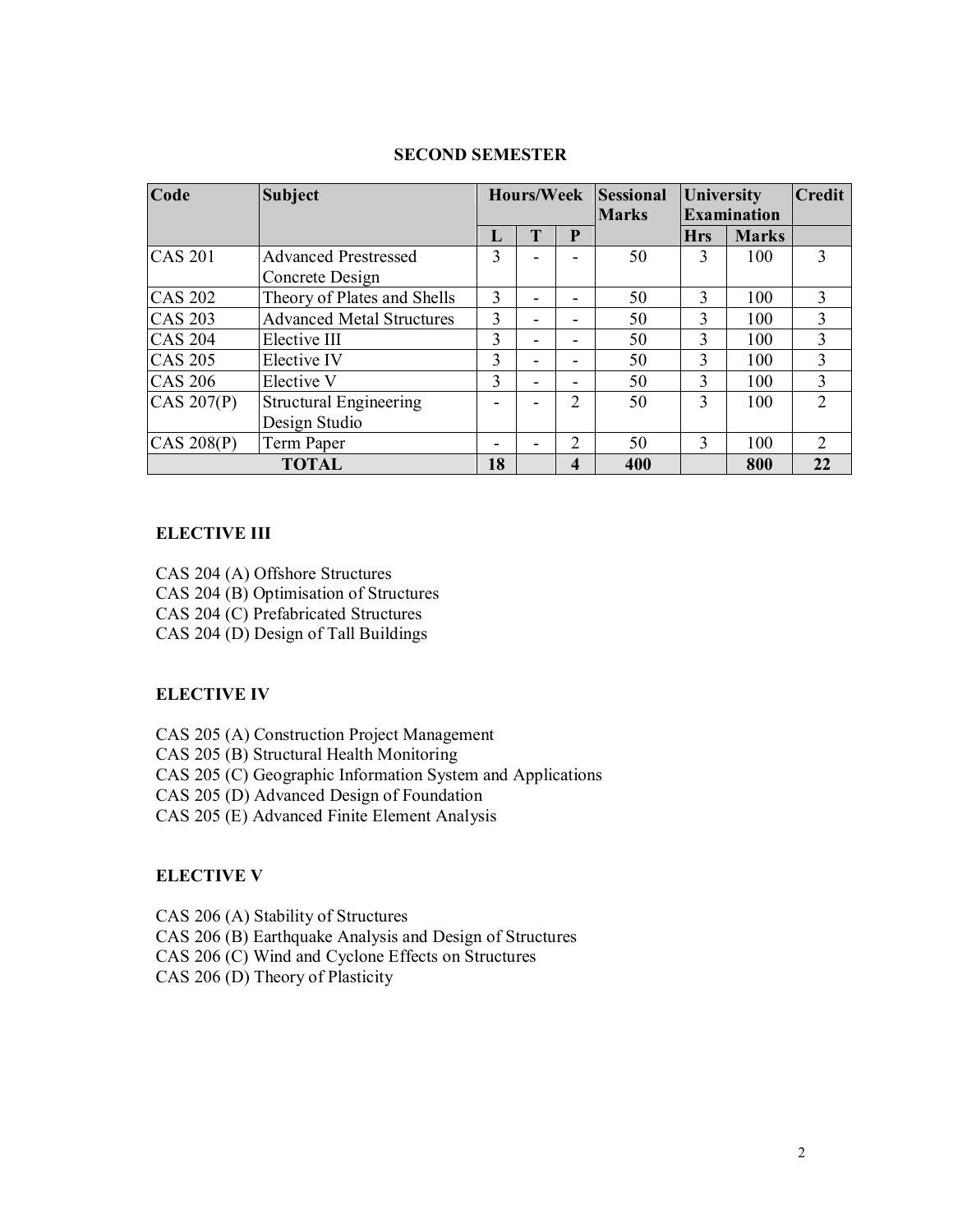## SECOND SEMESTER

| Code | Subject | Hours/Week | | | Sessional Marks | University Examination | | Credit |
|---|---|---|---|---|---|---|---|---|
| | | L | T | P | | Hrs | Marks | |
| CAS 201 | Advanced Prestressed Concrete Design | 3 | - | - | 50 | 3 | 100 | 3 |
| CAS 202 | Theory of Plates and Shells | 3 | - | - | 50 | 3 | 100 | 3 |
| CAS 203 | Advanced Metal Structures | 3 | - | - | 50 | 3 | 100 | 3 |
| CAS 204 | Elective III | 3 | - | - | 50 | 3 | 100 | 3 |
| CAS 205 | Elective IV | 3 | - | - | 50 | 3 | 100 | 3 |
| CAS 206 | Elective V | 3 | - | - | 50 | 3 | 100 | 3 |
| CAS 207(P) | Structural Engineering Design Studio | - | - | 2 | 50 | 3 | 100 | 2 |
| CAS 208(P) | Term Paper | - | - | 2 | 50 | 3 | 100 | 2 |
| **TOTAL** | | **18** | | **4** | **400** | | **800** | **22** |

### ELECTIVE III

CAS 204 (A) Offshore Structures
CAS 204 (B) Optimisation of Structures
CAS 204 (C) Prefabricated Structures
CAS 204 (D) Design of Tall Buildings

### ELECTIVE IV

CAS 205 (A) Construction Project Management
CAS 205 (B) Structural Health Monitoring
CAS 205 (C) Geographic Information System and Applications
CAS 205 (D) Advanced Design of Foundation
CAS 205 (E) Advanced Finite Element Analysis

### ELECTIVE V

CAS 206 (A) Stability of Structures
CAS 206 (B) Earthquake Analysis and Design of Structures
CAS 206 (C) Wind and Cyclone Effects on Structures
CAS 206 (D) Theory of Plasticity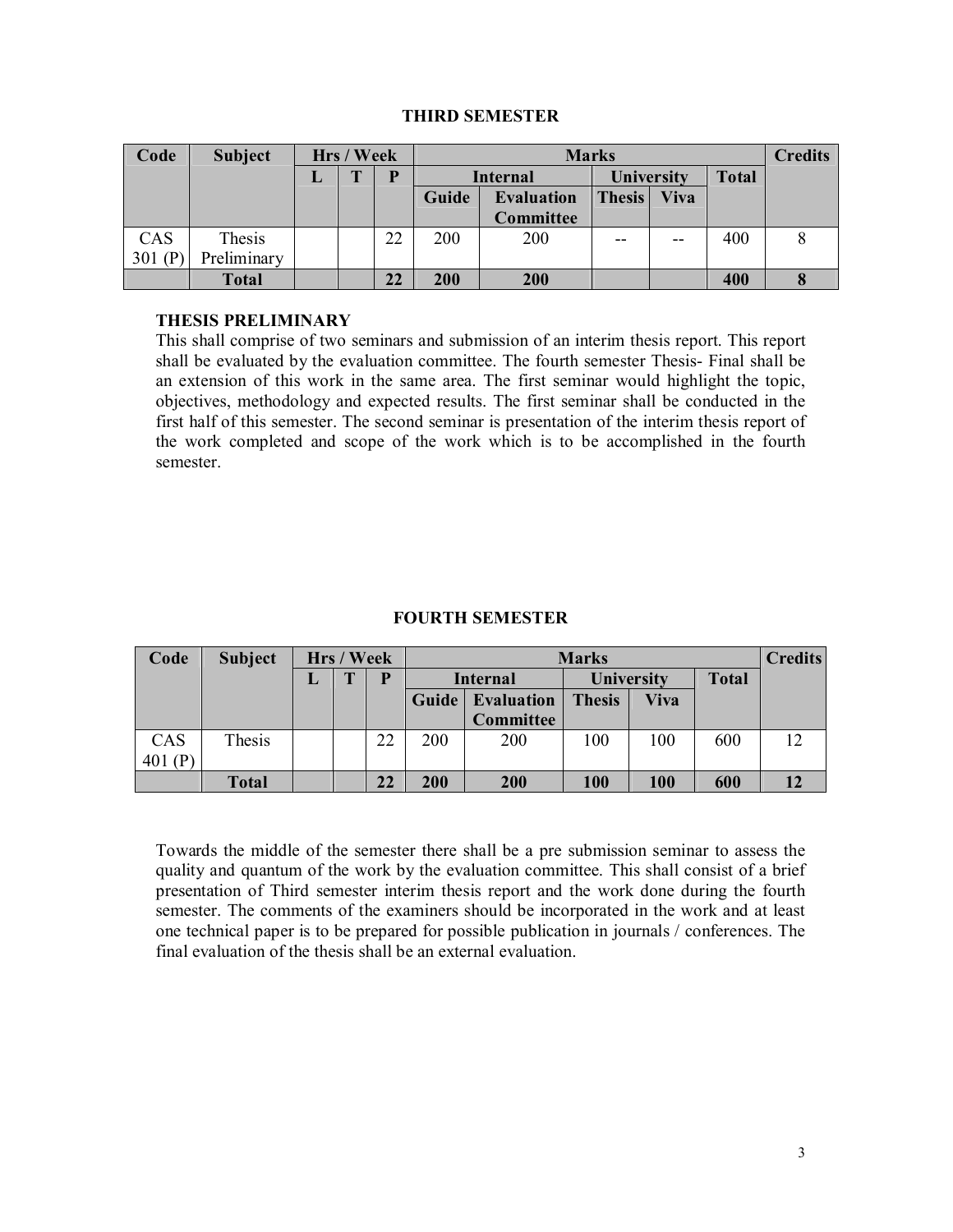## THIRD SEMESTER

| Code | Subject | Hrs / Week | | | Marks | | | | | Credits |
|---|---|---|---|---|---|---|---|---|---|---|
| | | L | T | P | Internal | | University | | Total | |
| | | | | | Guide | Evaluation Committee | Thesis | Viva | | |
| CAS 301 (P) | Thesis Preliminary | | | 22 | 200 | 200 | -- | -- | 400 | 8 |
| | **Total** | | | **22** | **200** | **200** | | | **400** | **8** |

**THESIS PRELIMINARY**

This shall comprise of two seminars and submission of an interim thesis report. This report shall be evaluated by the evaluation committee. The fourth semester Thesis- Final shall be an extension of this work in the same area. The first seminar would highlight the topic, objectives, methodology and expected results. The first seminar shall be conducted in the first half of this semester. The second seminar is presentation of the interim thesis report of the work completed and scope of the work which is to be accomplished in the fourth semester.

## FOURTH SEMESTER

| Code | Subject | Hrs / Week | | | Marks | | | | | Credits |
|---|---|---|---|---|---|---|---|---|---|---|
| | | L | T | P | Internal | | University | | Total | |
| | | | | | Guide | Evaluation Committee | Thesis | Viva | | |
| CAS 401 (P) | Thesis | | | 22 | 200 | 200 | 100 | 100 | 600 | 12 |
| | **Total** | | | **22** | **200** | **200** | **100** | **100** | **600** | **12** |

Towards the middle of the semester there shall be a pre submission seminar to assess the quality and quantum of the work by the evaluation committee. This shall consist of a brief presentation of Third semester interim thesis report and the work done during the fourth semester. The comments of the examiners should be incorporated in the work and at least one technical paper is to be prepared for possible publication in journals / conferences. The final evaluation of the thesis shall be an external evaluation.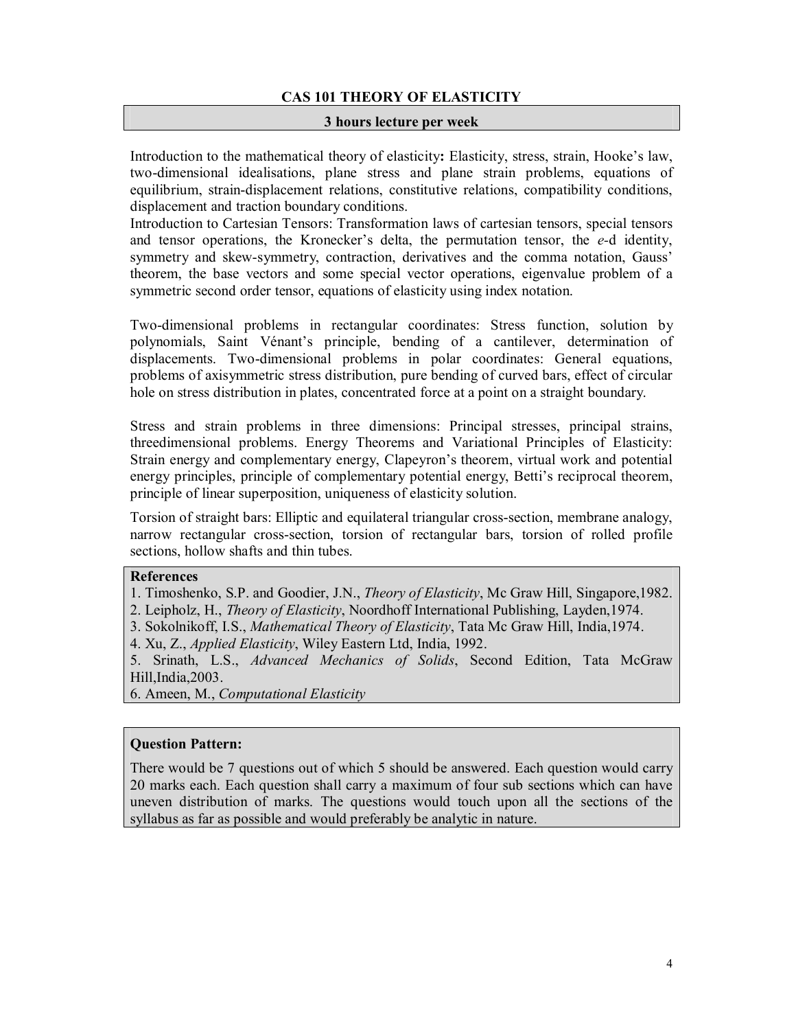## CAS 101 THEORY OF ELASTICITY

**3 hours lecture per week**

Introduction to the mathematical theory of elasticity**:** Elasticity, stress, strain, Hooke's law, two-dimensional idealisations, plane stress and plane strain problems, equations of equilibrium, strain-displacement relations, constitutive relations, compatibility conditions, displacement and traction boundary conditions.
Introduction to Cartesian Tensors: Transformation laws of cartesian tensors, special tensors and tensor operations, the Kronecker's delta, the permutation tensor, the *e*-d identity, symmetry and skew-symmetry, contraction, derivatives and the comma notation, Gauss' theorem, the base vectors and some special vector operations, eigenvalue problem of a symmetric second order tensor, equations of elasticity using index notation.

Two-dimensional problems in rectangular coordinates: Stress function, solution by polynomials, Saint Vénant's principle, bending of a cantilever, determination of displacements. Two-dimensional problems in polar coordinates: General equations, problems of axisymmetric stress distribution, pure bending of curved bars, effect of circular hole on stress distribution in plates, concentrated force at a point on a straight boundary.

Stress and strain problems in three dimensions: Principal stresses, principal strains, threedimensional problems. Energy Theorems and Variational Principles of Elasticity: Strain energy and complementary energy, Clapeyron's theorem, virtual work and potential energy principles, principle of complementary potential energy, Betti's reciprocal theorem, principle of linear superposition, uniqueness of elasticity solution.

Torsion of straight bars: Elliptic and equilateral triangular cross-section, membrane analogy, narrow rectangular cross-section, torsion of rectangular bars, torsion of rolled profile sections, hollow shafts and thin tubes.

**References**

1. Timoshenko, S.P. and Goodier, J.N., *Theory of Elasticity*, Mc Graw Hill, Singapore,1982.
2. Leipholz, H., *Theory of Elasticity*, Noordhoff International Publishing, Layden,1974.
3. Sokolnikoff, I.S., *Mathematical Theory of Elasticity*, Tata Mc Graw Hill, India,1974.
4. Xu, Z., *Applied Elasticity*, Wiley Eastern Ltd, India, 1992.
5. Srinath, L.S., *Advanced Mechanics of Solids*, Second Edition, Tata McGraw Hill,India,2003.
6. Ameen, M., *Computational Elasticity*

**Question Pattern:**

There would be 7 questions out of which 5 should be answered. Each question would carry 20 marks each. Each question shall carry a maximum of four sub sections which can have uneven distribution of marks. The questions would touch upon all the sections of the syllabus as far as possible and would preferably be analytic in nature.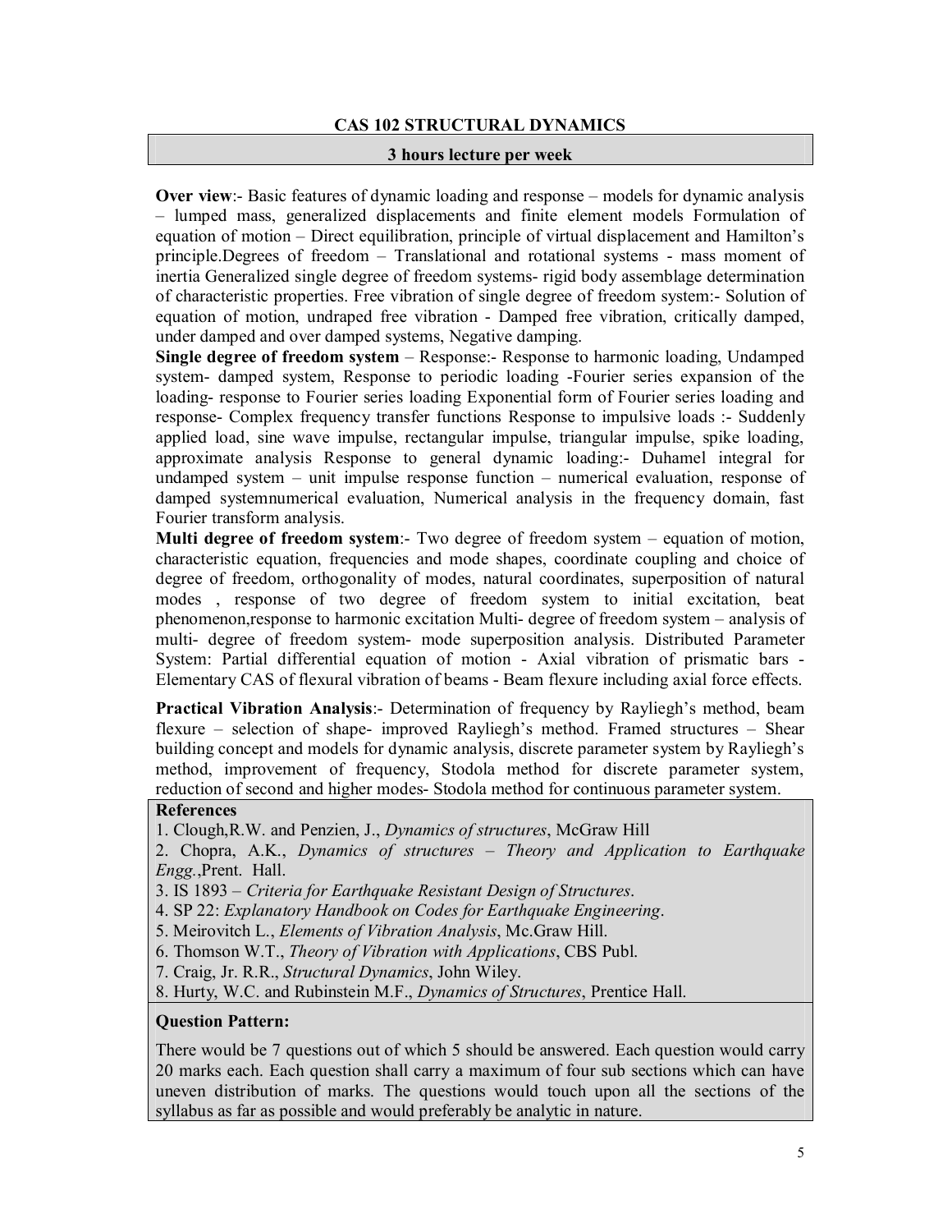## CAS 102 STRUCTURAL DYNAMICS

**3 hours lecture per week**

**Over view**:- Basic features of dynamic loading and response – models for dynamic analysis – lumped mass, generalized displacements and finite element models Formulation of equation of motion – Direct equilibration, principle of virtual displacement and Hamilton's principle.Degrees of freedom – Translational and rotational systems - mass moment of inertia Generalized single degree of freedom systems- rigid body assemblage determination of characteristic properties. Free vibration of single degree of freedom system:- Solution of equation of motion, undraped free vibration - Damped free vibration, critically damped, under damped and over damped systems, Negative damping.

**Single degree of freedom system** – Response:- Response to harmonic loading, Undamped system- damped system, Response to periodic loading -Fourier series expansion of the loading- response to Fourier series loading Exponential form of Fourier series loading and response- Complex frequency transfer functions Response to impulsive loads :- Suddenly applied load, sine wave impulse, rectangular impulse, triangular impulse, spike loading, approximate analysis Response to general dynamic loading:- Duhamel integral for undamped system – unit impulse response function – numerical evaluation, response of damped systemnumerical evaluation, Numerical analysis in the frequency domain, fast Fourier transform analysis.

**Multi degree of freedom system**:- Two degree of freedom system – equation of motion, characteristic equation, frequencies and mode shapes, coordinate coupling and choice of degree of freedom, orthogonality of modes, natural coordinates, superposition of natural modes , response of two degree of freedom system to initial excitation, beat phenomenon,response to harmonic excitation Multi- degree of freedom system – analysis of multi- degree of freedom system- mode superposition analysis. Distributed Parameter System: Partial differential equation of motion - Axial vibration of prismatic bars - Elementary CAS of flexural vibration of beams - Beam flexure including axial force effects.

**Practical Vibration Analysis**:- Determination of frequency by Rayliegh's method, beam flexure – selection of shape- improved Rayliegh's method. Framed structures – Shear building concept and models for dynamic analysis, discrete parameter system by Rayliegh's method, improvement of frequency, Stodola method for discrete parameter system, reduction of second and higher modes- Stodola method for continuous parameter system.

**References**

1. Clough,R.W. and Penzien, J., *Dynamics of structures*, McGraw Hill
2. Chopra, A.K., *Dynamics of structures – Theory and Application to Earthquake Engg.*,Prent. Hall.
3. IS 1893 – *Criteria for Earthquake Resistant Design of Structures*.
4. SP 22: *Explanatory Handbook on Codes for Earthquake Engineering*.
5. Meirovitch L., *Elements of Vibration Analysis*, Mc.Graw Hill.
6. Thomson W.T., *Theory of Vibration with Applications*, CBS Publ.
7. Craig, Jr. R.R., *Structural Dynamics*, John Wiley.
8. Hurty, W.C. and Rubinstein M.F., *Dynamics of Structures*, Prentice Hall.

**Question Pattern:**

There would be 7 questions out of which 5 should be answered. Each question would carry 20 marks each. Each question shall carry a maximum of four sub sections which can have uneven distribution of marks. The questions would touch upon all the sections of the syllabus as far as possible and would preferably be analytic in nature.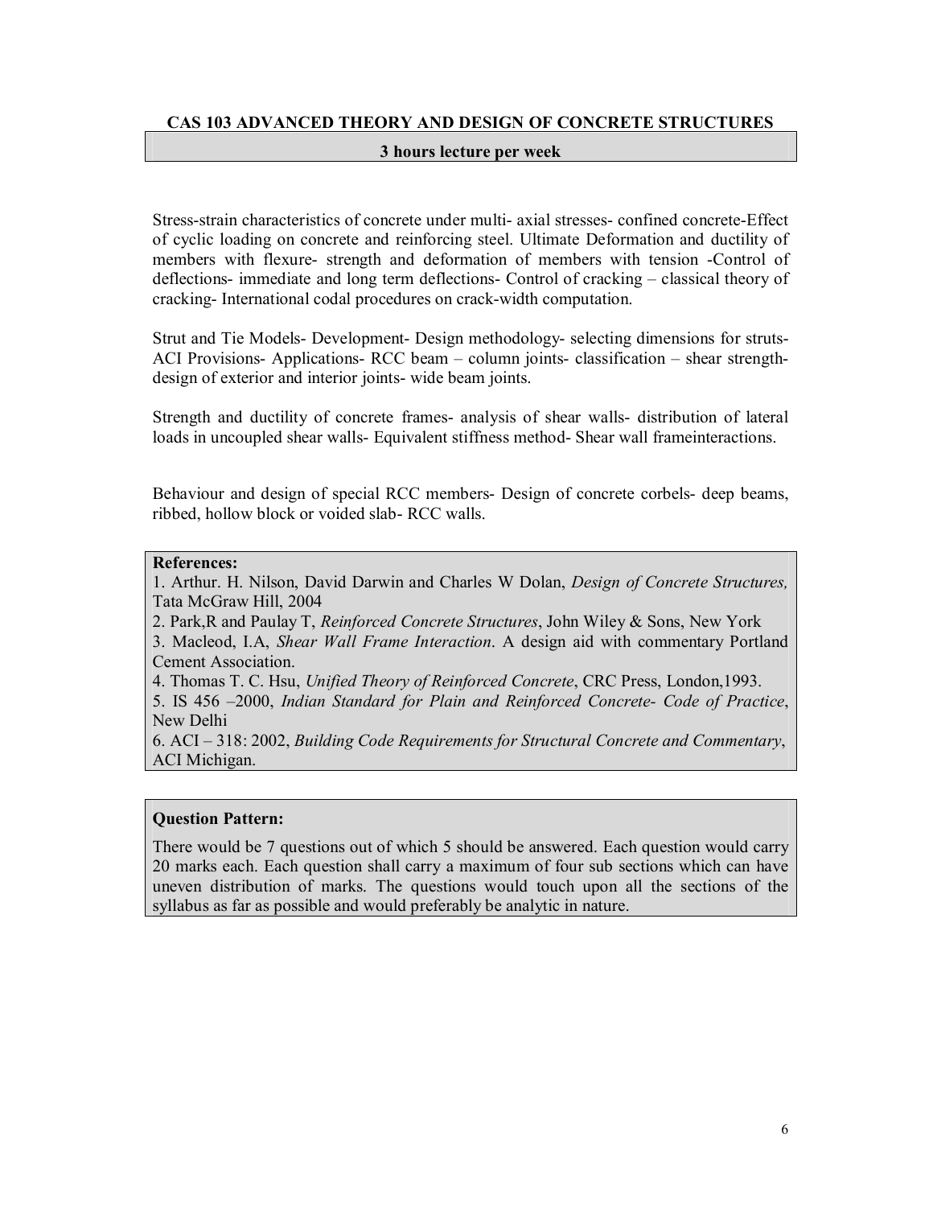## CAS 103 ADVANCED THEORY AND DESIGN OF CONCRETE STRUCTURES

**3 hours lecture per week**

Stress-strain characteristics of concrete under multi- axial stresses- confined concrete-Effect of cyclic loading on concrete and reinforcing steel. Ultimate Deformation and ductility of members with flexure- strength and deformation of members with tension -Control of deflections- immediate and long term deflections- Control of cracking – classical theory of cracking- International codal procedures on crack-width computation.

Strut and Tie Models- Development- Design methodology- selecting dimensions for struts- ACI Provisions- Applications- RCC beam – column joints- classification – shear strength- design of exterior and interior joints- wide beam joints.

Strength and ductility of concrete frames- analysis of shear walls- distribution of lateral loads in uncoupled shear walls- Equivalent stiffness method- Shear wall frameinteractions.

Behaviour and design of special RCC members- Design of concrete corbels- deep beams, ribbed, hollow block or voided slab- RCC walls.

**References:**

1. Arthur. H. Nilson, David Darwin and Charles W Dolan, *Design of Concrete Structures,* Tata McGraw Hill, 2004
2. Park,R and Paulay T, *Reinforced Concrete Structures*, John Wiley & Sons, New York
3. Macleod, I.A, *Shear Wall Frame Interaction*. A design aid with commentary Portland Cement Association.
4. Thomas T. C. Hsu, *Unified Theory of Reinforced Concrete*, CRC Press, London,1993.
5. IS 456 –2000, *Indian Standard for Plain and Reinforced Concrete- Code of Practice*, New Delhi
6. ACI – 318: 2002, *Building Code Requirements for Structural Concrete and Commentary*, ACI Michigan.

**Question Pattern:**

There would be 7 questions out of which 5 should be answered. Each question would carry 20 marks each. Each question shall carry a maximum of four sub sections which can have uneven distribution of marks. The questions would touch upon all the sections of the syllabus as far as possible and would preferably be analytic in nature.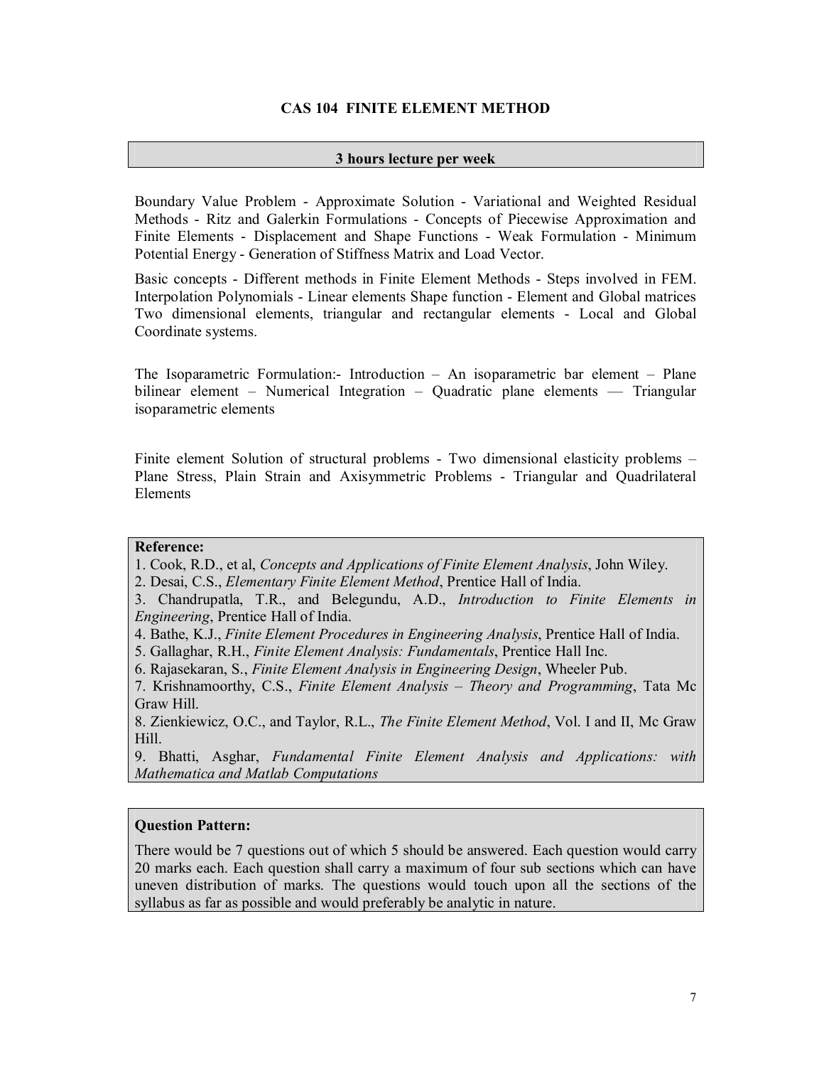## CAS 104 FINITE ELEMENT METHOD

**3 hours lecture per week**

Boundary Value Problem - Approximate Solution - Variational and Weighted Residual Methods - Ritz and Galerkin Formulations - Concepts of Piecewise Approximation and Finite Elements - Displacement and Shape Functions - Weak Formulation - Minimum Potential Energy - Generation of Stiffness Matrix and Load Vector.

Basic concepts - Different methods in Finite Element Methods - Steps involved in FEM. Interpolation Polynomials - Linear elements Shape function - Element and Global matrices Two dimensional elements, triangular and rectangular elements - Local and Global Coordinate systems.

The Isoparametric Formulation:- Introduction – An isoparametric bar element – Plane bilinear element – Numerical Integration – Quadratic plane elements — Triangular isoparametric elements

Finite element Solution of structural problems - Two dimensional elasticity problems – Plane Stress, Plain Strain and Axisymmetric Problems - Triangular and Quadrilateral Elements

**Reference:**

1. Cook, R.D., et al, *Concepts and Applications of Finite Element Analysis*, John Wiley.
2. Desai, C.S., *Elementary Finite Element Method*, Prentice Hall of India.
3. Chandrupatla, T.R., and Belegundu, A.D., *Introduction to Finite Elements in Engineering*, Prentice Hall of India.
4. Bathe, K.J., *Finite Element Procedures in Engineering Analysis*, Prentice Hall of India.
5. Gallaghar, R.H., *Finite Element Analysis: Fundamentals*, Prentice Hall Inc.
6. Rajasekaran, S., *Finite Element Analysis in Engineering Design*, Wheeler Pub.
7. Krishnamoorthy, C.S., *Finite Element Analysis – Theory and Programming*, Tata Mc Graw Hill.
8. Zienkiewicz, O.C., and Taylor, R.L., *The Finite Element Method*, Vol. I and II, Mc Graw Hill.
9. Bhatti, Asghar, *Fundamental Finite Element Analysis and Applications: with Mathematica and Matlab Computations*

**Question Pattern:**

There would be 7 questions out of which 5 should be answered. Each question would carry 20 marks each. Each question shall carry a maximum of four sub sections which can have uneven distribution of marks. The questions would touch upon all the sections of the syllabus as far as possible and would preferably be analytic in nature.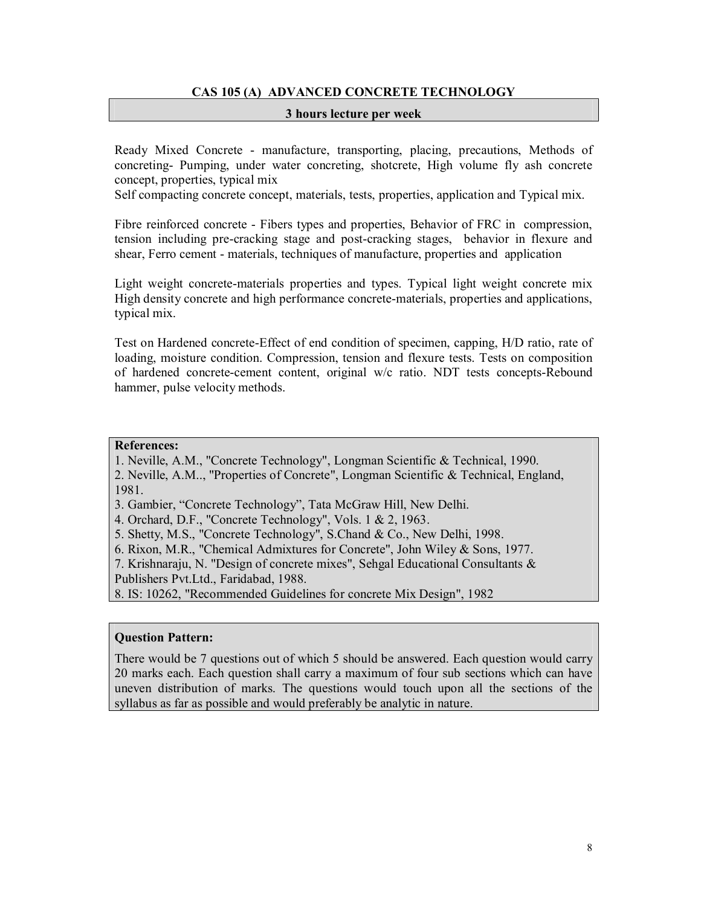## CAS 105 (A) ADVANCED CONCRETE TECHNOLOGY

**3 hours lecture per week**

Ready Mixed Concrete - manufacture, transporting, placing, precautions, Methods of concreting- Pumping, under water concreting, shotcrete, High volume fly ash concrete concept, properties, typical mix

Self compacting concrete concept, materials, tests, properties, application and Typical mix.

Fibre reinforced concrete - Fibers types and properties, Behavior of FRC in compression, tension including pre-cracking stage and post-cracking stages, behavior in flexure and shear, Ferro cement - materials, techniques of manufacture, properties and application

Light weight concrete-materials properties and types. Typical light weight concrete mix High density concrete and high performance concrete-materials, properties and applications, typical mix.

Test on Hardened concrete-Effect of end condition of specimen, capping, H/D ratio, rate of loading, moisture condition. Compression, tension and flexure tests. Tests on composition of hardened concrete-cement content, original w/c ratio. NDT tests concepts-Rebound hammer, pulse velocity methods.

**References:**

1. Neville, A.M., "Concrete Technology", Longman Scientific & Technical, 1990.
2. Neville, A.M.., "Properties of Concrete", Longman Scientific & Technical, England, 1981.
3. Gambier, “Concrete Technology”, Tata McGraw Hill, New Delhi.
4. Orchard, D.F., "Concrete Technology", Vols. 1 & 2, 1963.
5. Shetty, M.S., "Concrete Technology", S.Chand & Co., New Delhi, 1998.
6. Rixon, M.R., "Chemical Admixtures for Concrete", John Wiley & Sons, 1977.
7. Krishnaraju, N. "Design of concrete mixes", Sehgal Educational Consultants & Publishers Pvt.Ltd., Faridabad, 1988.
8. IS: 10262, "Recommended Guidelines for concrete Mix Design", 1982

**Question Pattern:**

There would be 7 questions out of which 5 should be answered. Each question would carry 20 marks each. Each question shall carry a maximum of four sub sections which can have uneven distribution of marks. The questions would touch upon all the sections of the syllabus as far as possible and would preferably be analytic in nature.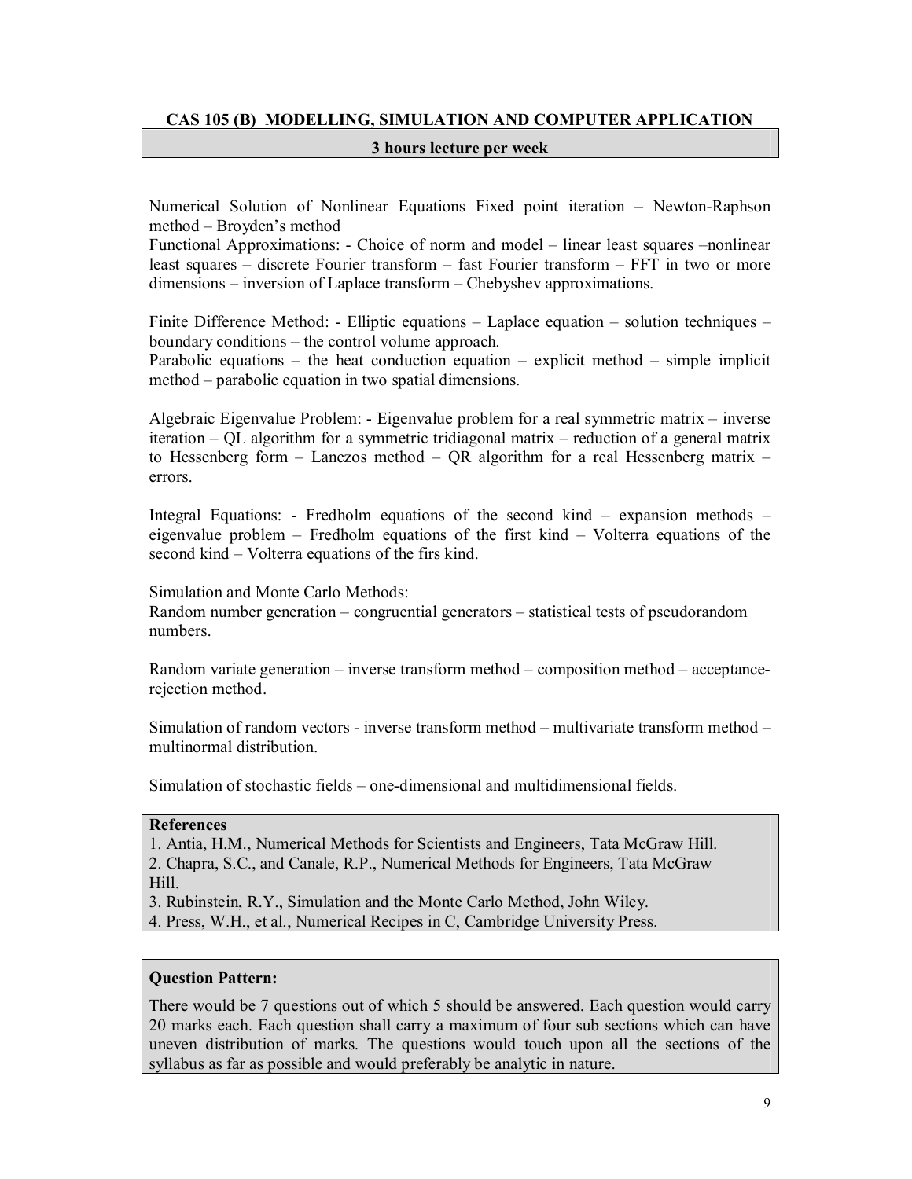## CAS 105 (B) MODELLING, SIMULATION AND COMPUTER APPLICATION

**3 hours lecture per week**

Numerical Solution of Nonlinear Equations Fixed point iteration – Newton-Raphson method – Broyden's method
Functional Approximations: - Choice of norm and model – linear least squares –nonlinear least squares – discrete Fourier transform – fast Fourier transform – FFT in two or more dimensions – inversion of Laplace transform – Chebyshev approximations.

Finite Difference Method: - Elliptic equations – Laplace equation – solution techniques – boundary conditions – the control volume approach.
Parabolic equations – the heat conduction equation – explicit method – simple implicit method – parabolic equation in two spatial dimensions.

Algebraic Eigenvalue Problem: - Eigenvalue problem for a real symmetric matrix – inverse iteration – QL algorithm for a symmetric tridiagonal matrix – reduction of a general matrix to Hessenberg form – Lanczos method – QR algorithm for a real Hessenberg matrix – errors.

Integral Equations: - Fredholm equations of the second kind – expansion methods – eigenvalue problem – Fredholm equations of the first kind – Volterra equations of the second kind – Volterra equations of the firs kind.

Simulation and Monte Carlo Methods:
Random number generation – congruential generators – statistical tests of pseudorandom numbers.

Random variate generation – inverse transform method – composition method – acceptance-rejection method.

Simulation of random vectors - inverse transform method – multivariate transform method – multinormal distribution.

Simulation of stochastic fields – one-dimensional and multidimensional fields.

**References**

1. Antia, H.M., Numerical Methods for Scientists and Engineers, Tata McGraw Hill.
2. Chapra, S.C., and Canale, R.P., Numerical Methods for Engineers, Tata McGraw Hill.
3. Rubinstein, R.Y., Simulation and the Monte Carlo Method, John Wiley.
4. Press, W.H., et al., Numerical Recipes in C, Cambridge University Press.

**Question Pattern:**

There would be 7 questions out of which 5 should be answered. Each question would carry 20 marks each. Each question shall carry a maximum of four sub sections which can have uneven distribution of marks. The questions would touch upon all the sections of the syllabus as far as possible and would preferably be analytic in nature.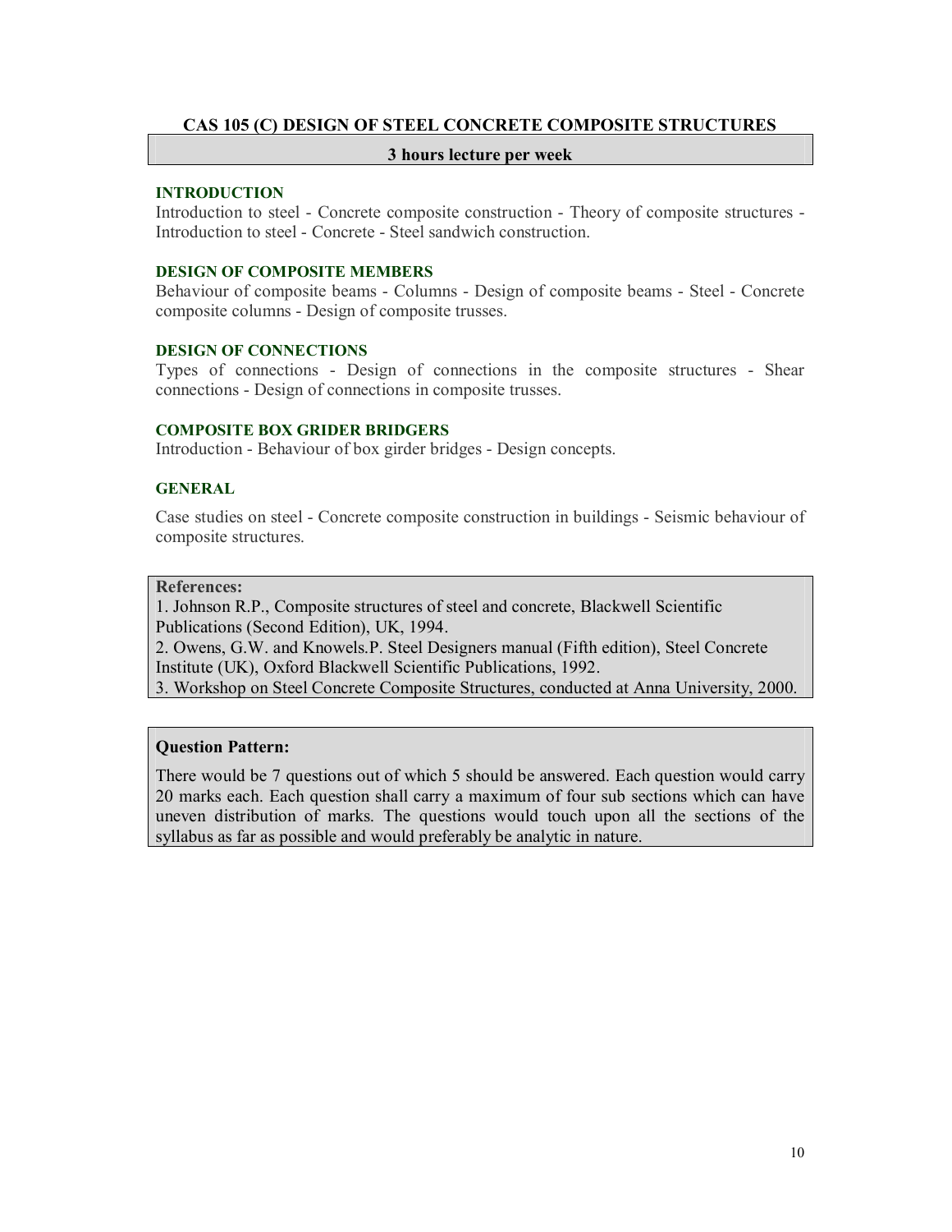## CAS 105 (C) DESIGN OF STEEL CONCRETE COMPOSITE STRUCTURES

**3 hours lecture per week**

### INTRODUCTION

Introduction to steel - Concrete composite construction - Theory of composite structures - Introduction to steel - Concrete - Steel sandwich construction.

### DESIGN OF COMPOSITE MEMBERS

Behaviour of composite beams - Columns - Design of composite beams - Steel - Concrete composite columns - Design of composite trusses.

### DESIGN OF CONNECTIONS

Types of connections - Design of connections in the composite structures - Shear connections - Design of connections in composite trusses.

### COMPOSITE BOX GRIDER BRIDGERS

Introduction - Behaviour of box girder bridges - Design concepts.

### GENERAL

Case studies on steel - Concrete composite construction in buildings - Seismic behaviour of composite structures.

**References:**

1. Johnson R.P., Composite structures of steel and concrete, Blackwell Scientific Publications (Second Edition), UK, 1994.
2. Owens, G.W. and Knowels.P. Steel Designers manual (Fifth edition), Steel Concrete Institute (UK), Oxford Blackwell Scientific Publications, 1992.
3. Workshop on Steel Concrete Composite Structures, conducted at Anna University, 2000.

**Question Pattern:**

There would be 7 questions out of which 5 should be answered. Each question would carry 20 marks each. Each question shall carry a maximum of four sub sections which can have uneven distribution of marks. The questions would touch upon all the sections of the syllabus as far as possible and would preferably be analytic in nature.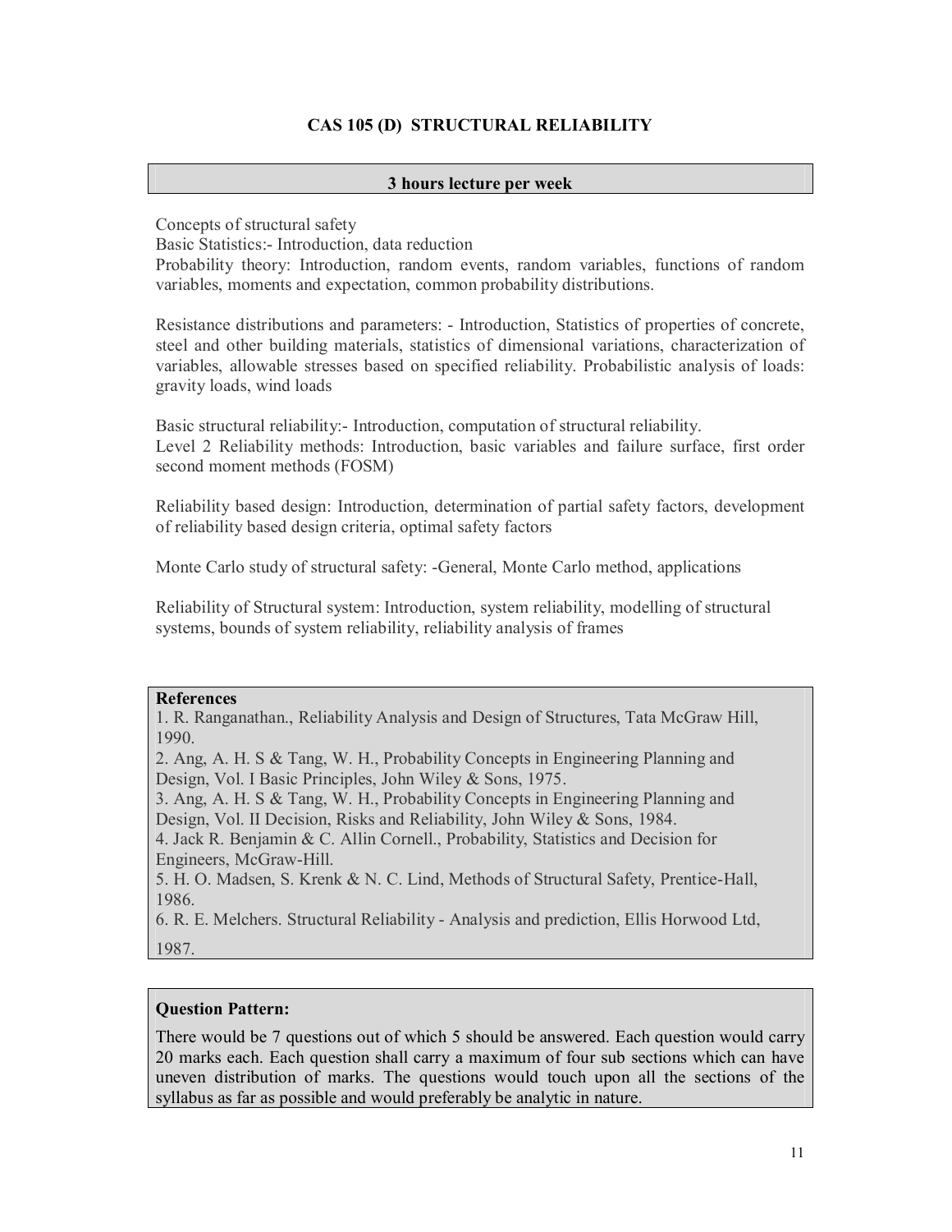# CAS 105 (D) STRUCTURAL RELIABILITY

**3 hours lecture per week**

Concepts of structural safety
Basic Statistics:- Introduction, data reduction
Probability theory: Introduction, random events, random variables, functions of random variables, moments and expectation, common probability distributions.

Resistance distributions and parameters: - Introduction, Statistics of properties of concrete, steel and other building materials, statistics of dimensional variations, characterization of variables, allowable stresses based on specified reliability. Probabilistic analysis of loads: gravity loads, wind loads

Basic structural reliability:- Introduction, computation of structural reliability.
Level 2 Reliability methods: Introduction, basic variables and failure surface, first order second moment methods (FOSM)

Reliability based design: Introduction, determination of partial safety factors, development of reliability based design criteria, optimal safety factors

Monte Carlo study of structural safety: -General, Monte Carlo method, applications

Reliability of Structural system: Introduction, system reliability, modelling of structural systems, bounds of system reliability, reliability analysis of frames

**References**

1. R. Ranganathan., Reliability Analysis and Design of Structures, Tata McGraw Hill, 1990.
2. Ang, A. H. S & Tang, W. H., Probability Concepts in Engineering Planning and Design, Vol. I Basic Principles, John Wiley & Sons, 1975.
3. Ang, A. H. S & Tang, W. H., Probability Concepts in Engineering Planning and Design, Vol. II Decision, Risks and Reliability, John Wiley & Sons, 1984.
4. Jack R. Benjamin & C. Allin Cornell., Probability, Statistics and Decision for Engineers, McGraw-Hill.
5. H. O. Madsen, S. Krenk & N. C. Lind, Methods of Structural Safety, Prentice-Hall, 1986.
6. R. E. Melchers. Structural Reliability - Analysis and prediction, Ellis Horwood Ltd, 1987.

**Question Pattern:**

There would be 7 questions out of which 5 should be answered. Each question would carry 20 marks each. Each question shall carry a maximum of four sub sections which can have uneven distribution of marks. The questions would touch upon all the sections of the syllabus as far as possible and would preferably be analytic in nature.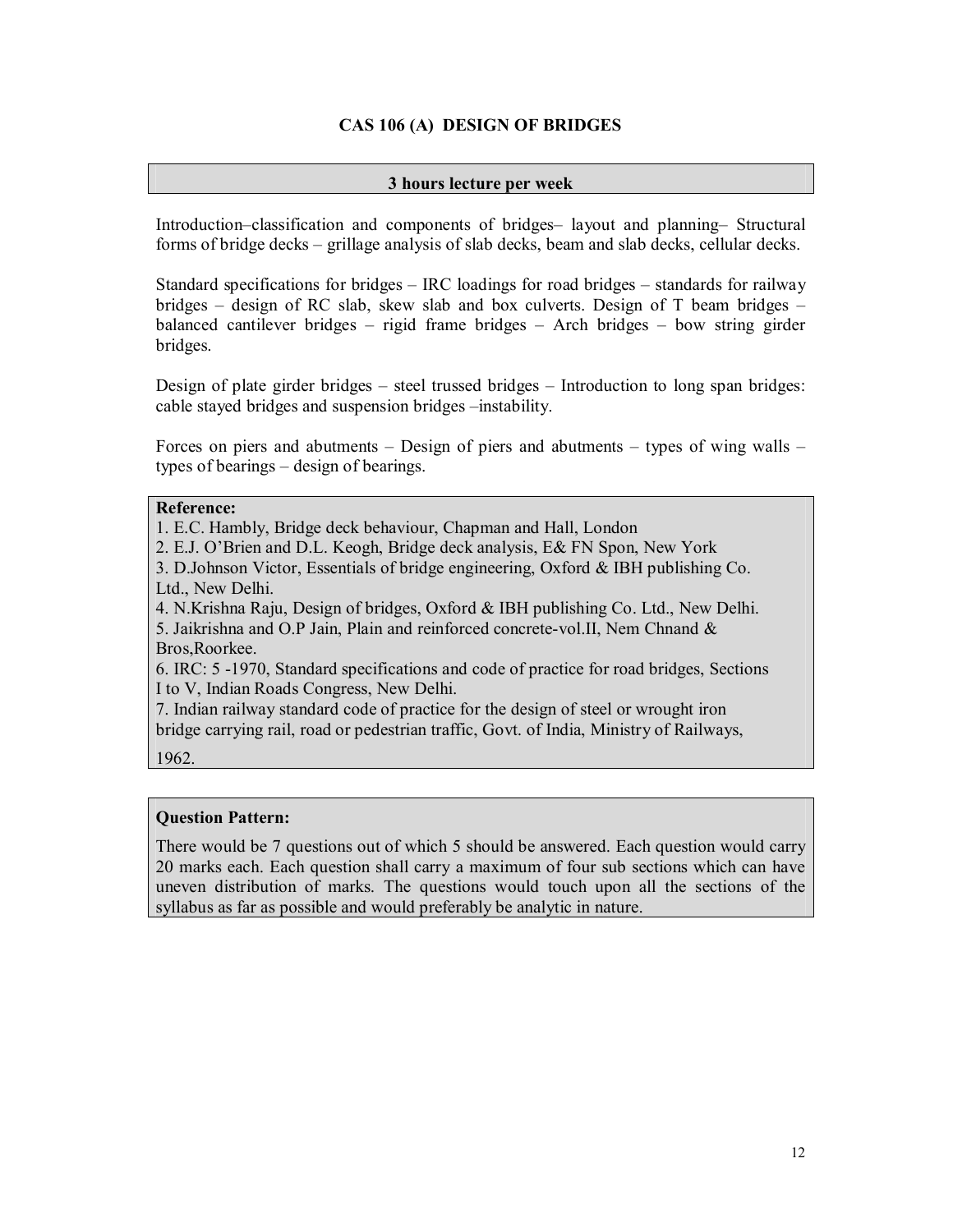# CAS 106 (A) DESIGN OF BRIDGES

**3 hours lecture per week**

Introduction–classification and components of bridges– layout and planning– Structural forms of bridge decks – grillage analysis of slab decks, beam and slab decks, cellular decks.

Standard specifications for bridges – IRC loadings for road bridges – standards for railway bridges – design of RC slab, skew slab and box culverts. Design of T beam bridges – balanced cantilever bridges – rigid frame bridges – Arch bridges – bow string girder bridges.

Design of plate girder bridges – steel trussed bridges – Introduction to long span bridges: cable stayed bridges and suspension bridges –instability.

Forces on piers and abutments – Design of piers and abutments – types of wing walls – types of bearings – design of bearings.

**Reference:**

1. E.C. Hambly, Bridge deck behaviour, Chapman and Hall, London
2. E.J. O'Brien and D.L. Keogh, Bridge deck analysis, E& FN Spon, New York
3. D.Johnson Victor, Essentials of bridge engineering, Oxford & IBH publishing Co. Ltd., New Delhi.
4. N.Krishna Raju, Design of bridges, Oxford & IBH publishing Co. Ltd., New Delhi.
5. Jaikrishna and O.P Jain, Plain and reinforced concrete-vol.II, Nem Chnand & Bros,Roorkee.
6. IRC: 5 -1970, Standard specifications and code of practice for road bridges, Sections I to V, Indian Roads Congress, New Delhi.
7. Indian railway standard code of practice for the design of steel or wrought iron bridge carrying rail, road or pedestrian traffic, Govt. of India, Ministry of Railways, 1962.

**Question Pattern:**

There would be 7 questions out of which 5 should be answered. Each question would carry 20 marks each. Each question shall carry a maximum of four sub sections which can have uneven distribution of marks. The questions would touch upon all the sections of the syllabus as far as possible and would preferably be analytic in nature.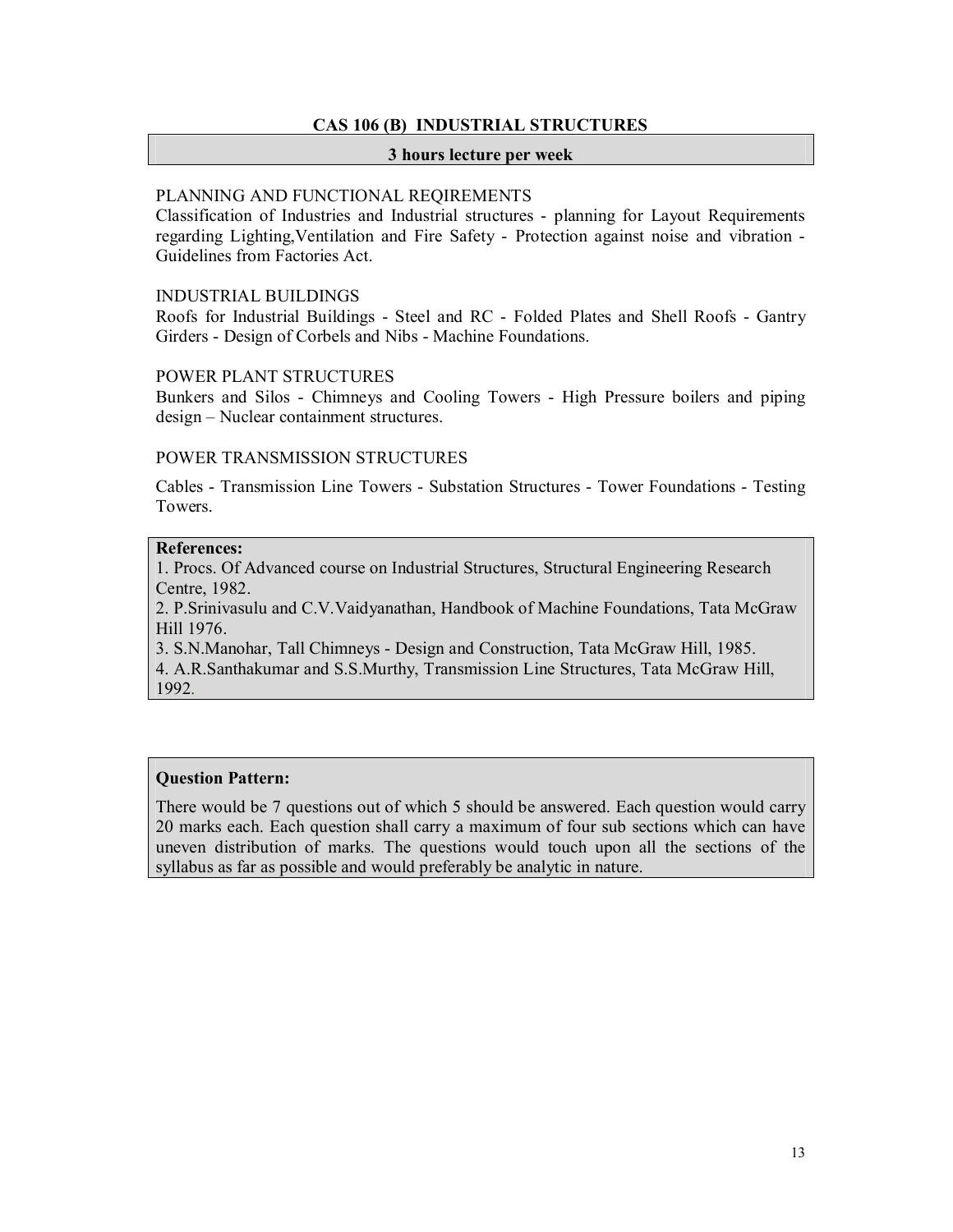## CAS 106 (B) INDUSTRIAL STRUCTURES

**3 hours lecture per week**

### PLANNING AND FUNCTIONAL REQIREMENTS

Classification of Industries and Industrial structures - planning for Layout Requirements regarding Lighting,Ventilation and Fire Safety - Protection against noise and vibration - Guidelines from Factories Act.

### INDUSTRIAL BUILDINGS

Roofs for Industrial Buildings - Steel and RC - Folded Plates and Shell Roofs - Gantry Girders - Design of Corbels and Nibs - Machine Foundations.

### POWER PLANT STRUCTURES

Bunkers and Silos - Chimneys and Cooling Towers - High Pressure boilers and piping design – Nuclear containment structures.

### POWER TRANSMISSION STRUCTURES

Cables - Transmission Line Towers - Substation Structures - Tower Foundations - Testing Towers.

**References:**

1. Procs. Of Advanced course on Industrial Structures, Structural Engineering Research Centre, 1982.
2. P.Srinivasulu and C.V.Vaidyanathan, Handbook of Machine Foundations, Tata McGraw Hill 1976.
3. S.N.Manohar, Tall Chimneys - Design and Construction, Tata McGraw Hill, 1985.
4. A.R.Santhakumar and S.S.Murthy, Transmission Line Structures, Tata McGraw Hill, 1992.

**Question Pattern:**

There would be 7 questions out of which 5 should be answered. Each question would carry 20 marks each. Each question shall carry a maximum of four sub sections which can have uneven distribution of marks. The questions would touch upon all the sections of the syllabus as far as possible and would preferably be analytic in nature.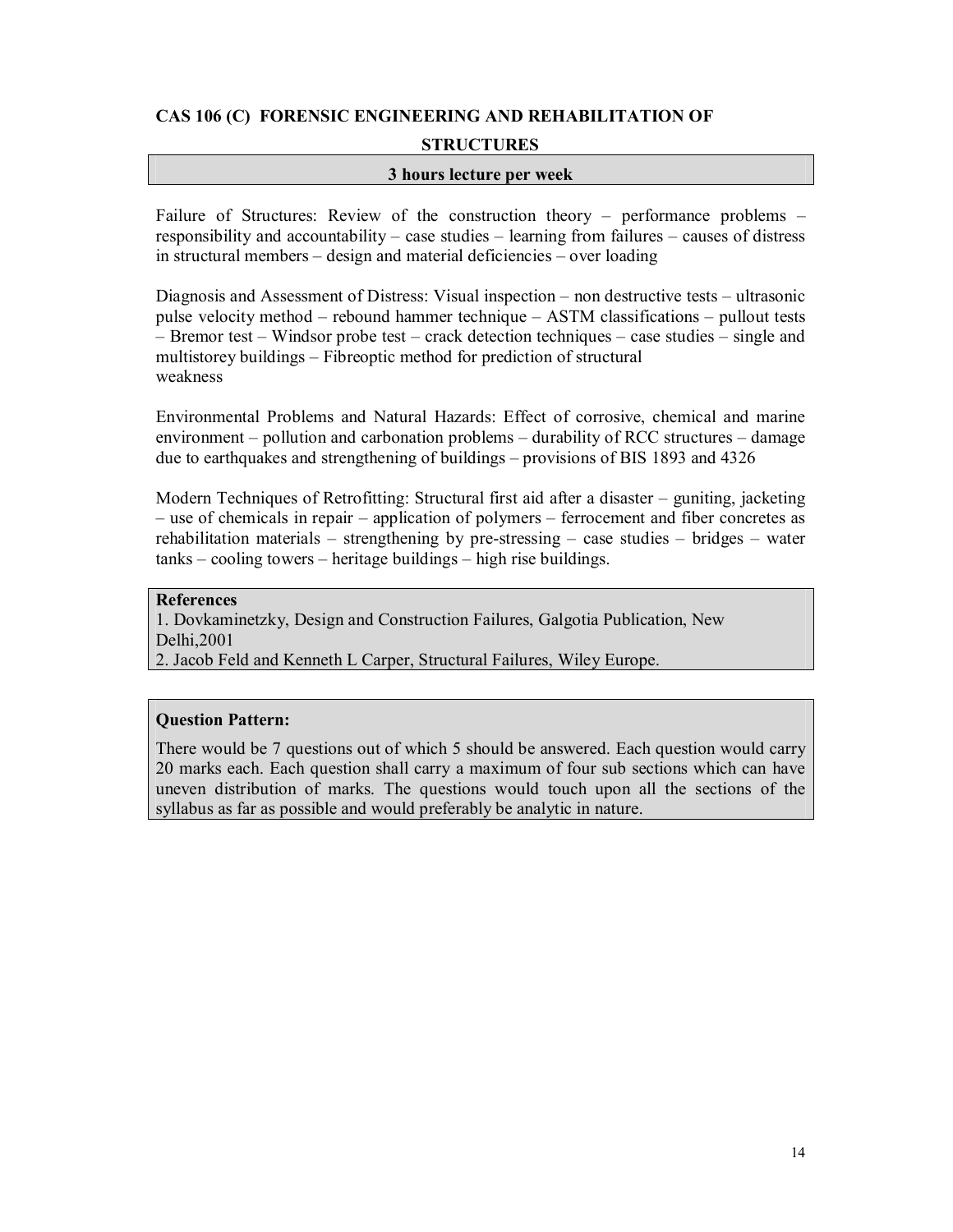## CAS 106 (C) FORENSIC ENGINEERING AND REHABILITATION OF STRUCTURES

**3 hours lecture per week**

Failure of Structures: Review of the construction theory – performance problems – responsibility and accountability – case studies – learning from failures – causes of distress in structural members – design and material deficiencies – over loading

Diagnosis and Assessment of Distress: Visual inspection – non destructive tests – ultrasonic pulse velocity method – rebound hammer technique – ASTM classifications – pullout tests – Bremor test – Windsor probe test – crack detection techniques – case studies – single and multistorey buildings – Fibreoptic method for prediction of structural weakness

Environmental Problems and Natural Hazards: Effect of corrosive, chemical and marine environment – pollution and carbonation problems – durability of RCC structures – damage due to earthquakes and strengthening of buildings – provisions of BIS 1893 and 4326

Modern Techniques of Retrofitting: Structural first aid after a disaster – guniting, jacketing – use of chemicals in repair – application of polymers – ferrocement and fiber concretes as rehabilitation materials – strengthening by pre-stressing – case studies – bridges – water tanks – cooling towers – heritage buildings – high rise buildings.

**References**

1. Dovkaminetzky, Design and Construction Failures, Galgotia Publication, New Delhi,2001
2. Jacob Feld and Kenneth L Carper, Structural Failures, Wiley Europe.

**Question Pattern:**

There would be 7 questions out of which 5 should be answered. Each question would carry 20 marks each. Each question shall carry a maximum of four sub sections which can have uneven distribution of marks. The questions would touch upon all the sections of the syllabus as far as possible and would preferably be analytic in nature.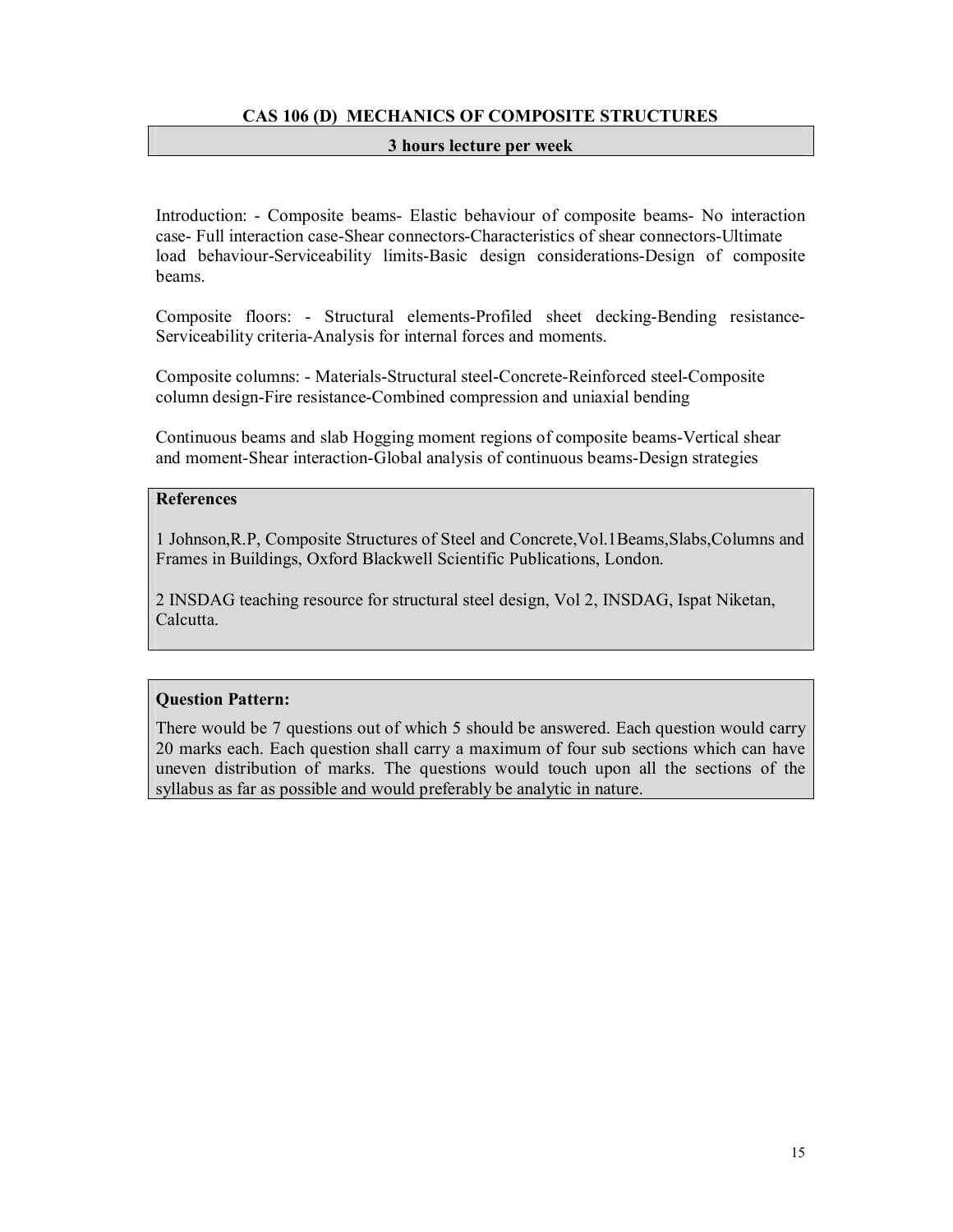## CAS 106 (D) MECHANICS OF COMPOSITE STRUCTURES

**3 hours lecture per week**

Introduction: - Composite beams- Elastic behaviour of composite beams- No interaction case- Full interaction case-Shear connectors-Characteristics of shear connectors-Ultimate load behaviour-Serviceability limits-Basic design considerations-Design of composite beams.

Composite floors: - Structural elements-Profiled sheet decking-Bending resistance-Serviceability criteria-Analysis for internal forces and moments.

Composite columns: - Materials-Structural steel-Concrete-Reinforced steel-Composite column design-Fire resistance-Combined compression and uniaxial bending

Continuous beams and slab Hogging moment regions of composite beams-Vertical shear and moment-Shear interaction-Global analysis of continuous beams-Design strategies

**References**

1 Johnson,R.P, Composite Structures of Steel and Concrete,Vol.1Beams,Slabs,Columns and Frames in Buildings, Oxford Blackwell Scientific Publications, London.

2 INSDAG teaching resource for structural steel design, Vol 2, INSDAG, Ispat Niketan, Calcutta.

**Question Pattern:**

There would be 7 questions out of which 5 should be answered. Each question would carry 20 marks each. Each question shall carry a maximum of four sub sections which can have uneven distribution of marks. The questions would touch upon all the sections of the syllabus as far as possible and would preferably be analytic in nature.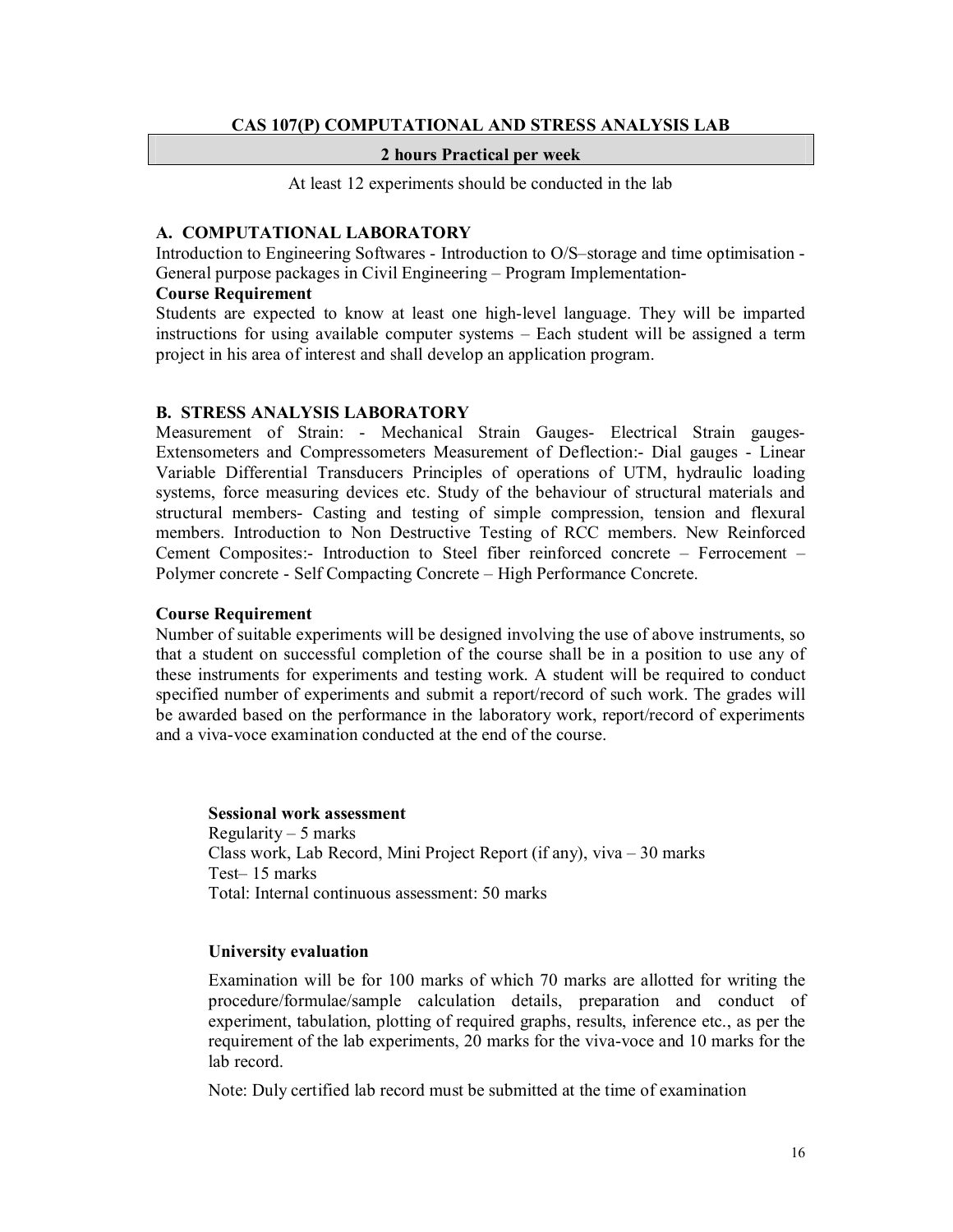## CAS 107(P) COMPUTATIONAL AND STRESS ANALYSIS LAB

**2 hours Practical per week**

At least 12 experiments should be conducted in the lab

### A. COMPUTATIONAL LABORATORY

Introduction to Engineering Softwares - Introduction to O/S–storage and time optimisation - General purpose packages in Civil Engineering – Program Implementation-

**Course Requirement**

Students are expected to know at least one high-level language. They will be imparted instructions for using available computer systems – Each student will be assigned a term project in his area of interest and shall develop an application program.

### B. STRESS ANALYSIS LABORATORY

Measurement of Strain: - Mechanical Strain Gauges- Electrical Strain gauges- Extensometers and Compressometers Measurement of Deflection:- Dial gauges - Linear Variable Differential Transducers Principles of operations of UTM, hydraulic loading systems, force measuring devices etc. Study of the behaviour of structural materials and structural members- Casting and testing of simple compression, tension and flexural members. Introduction to Non Destructive Testing of RCC members. New Reinforced Cement Composites:- Introduction to Steel fiber reinforced concrete – Ferrocement – Polymer concrete - Self Compacting Concrete – High Performance Concrete.

**Course Requirement**

Number of suitable experiments will be designed involving the use of above instruments, so that a student on successful completion of the course shall be in a position to use any of these instruments for experiments and testing work. A student will be required to conduct specified number of experiments and submit a report/record of such work. The grades will be awarded based on the performance in the laboratory work, report/record of experiments and a viva-voce examination conducted at the end of the course.

**Sessional work assessment**

Regularity – 5 marks
Class work, Lab Record, Mini Project Report (if any), viva – 30 marks
Test– 15 marks
Total: Internal continuous assessment: 50 marks

**University evaluation**

Examination will be for 100 marks of which 70 marks are allotted for writing the procedure/formulae/sample calculation details, preparation and conduct of experiment, tabulation, plotting of required graphs, results, inference etc., as per the requirement of the lab experiments, 20 marks for the viva-voce and 10 marks for the lab record.

Note: Duly certified lab record must be submitted at the time of examination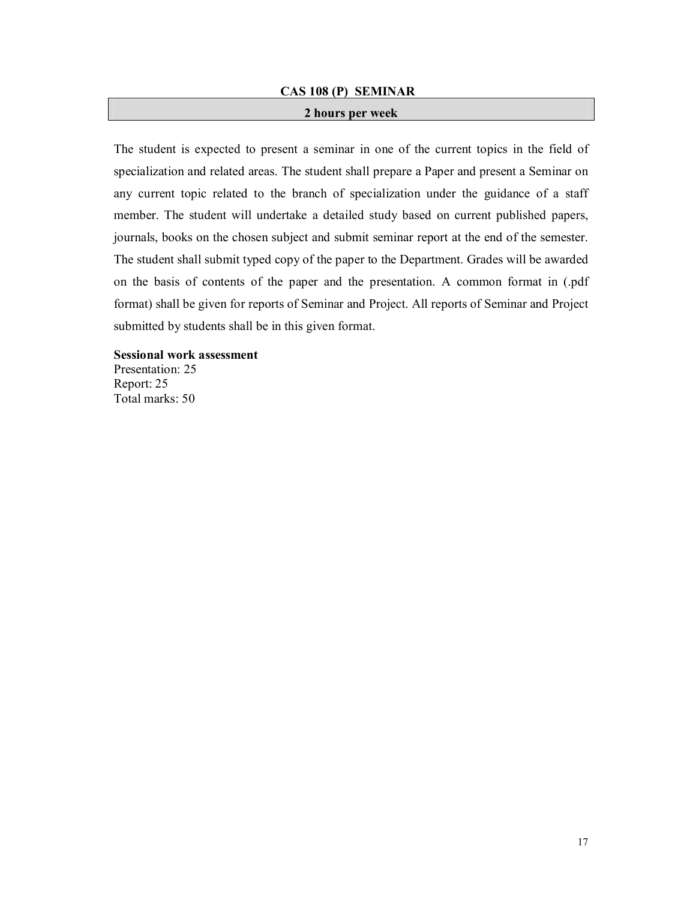## CAS 108 (P) SEMINAR

**2 hours per week**

The student is expected to present a seminar in one of the current topics in the field of specialization and related areas. The student shall prepare a Paper and present a Seminar on any current topic related to the branch of specialization under the guidance of a staff member. The student will undertake a detailed study based on current published papers, journals, books on the chosen subject and submit seminar report at the end of the semester. The student shall submit typed copy of the paper to the Department. Grades will be awarded on the basis of contents of the paper and the presentation. A common format in (.pdf format) shall be given for reports of Seminar and Project. All reports of Seminar and Project submitted by students shall be in this given format.

**Sessional work assessment**

Presentation: 25
Report: 25
Total marks: 50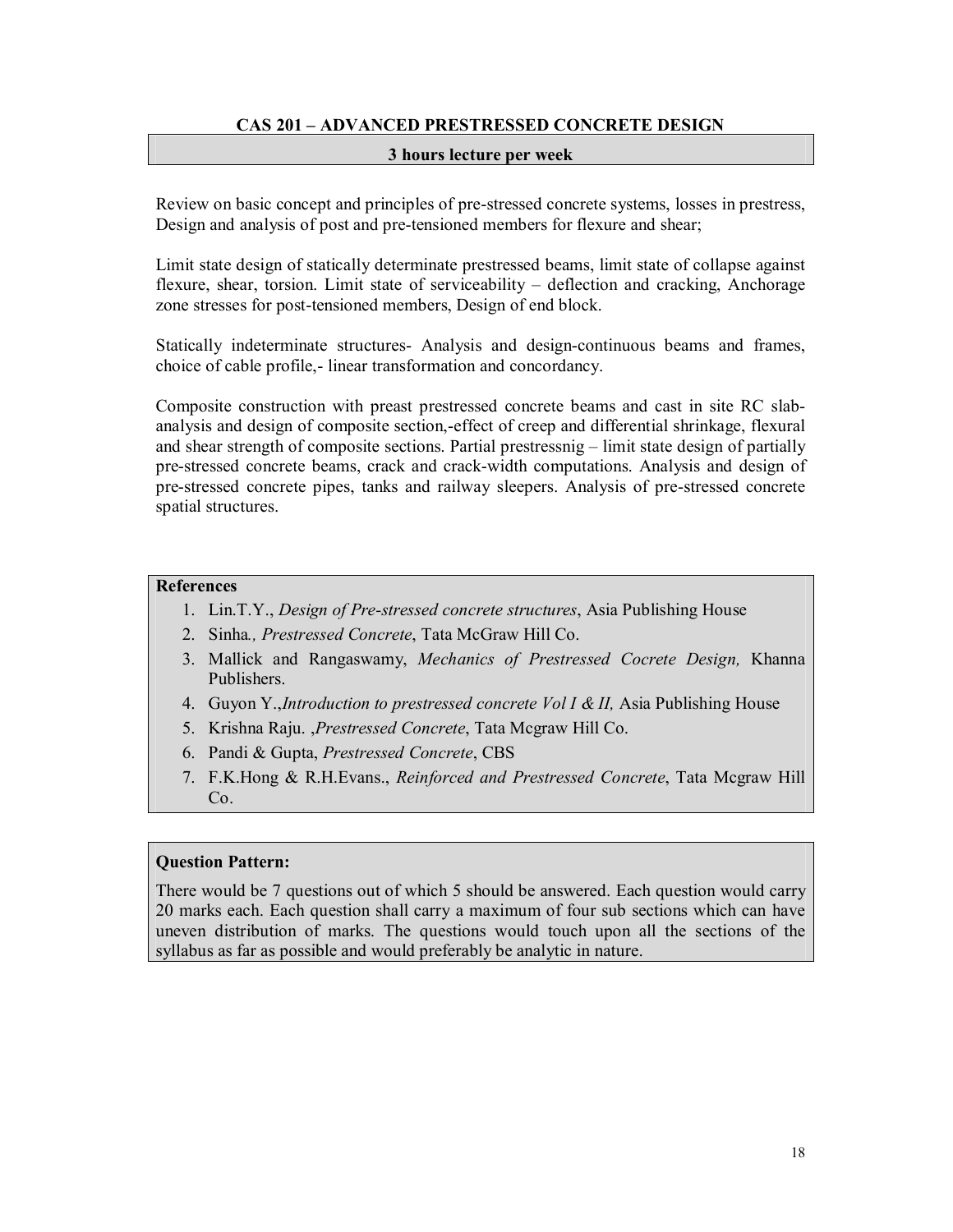## CAS 201 – ADVANCED PRESTRESSED CONCRETE DESIGN

**3 hours lecture per week**

Review on basic concept and principles of pre-stressed concrete systems, losses in prestress, Design and analysis of post and pre-tensioned members for flexure and shear;

Limit state design of statically determinate prestressed beams, limit state of collapse against flexure, shear, torsion. Limit state of serviceability – deflection and cracking, Anchorage zone stresses for post-tensioned members, Design of end block.

Statically indeterminate structures- Analysis and design-continuous beams and frames, choice of cable profile,- linear transformation and concordancy.

Composite construction with preast prestressed concrete beams and cast in site RC slab-analysis and design of composite section,-effect of creep and differential shrinkage, flexural and shear strength of composite sections. Partial prestressnig – limit state design of partially pre-stressed concrete beams, crack and crack-width computations. Analysis and design of pre-stressed concrete pipes, tanks and railway sleepers. Analysis of pre-stressed concrete spatial structures.

**References**

1. Lin.T.Y., *Design of Pre-stressed concrete structures*, Asia Publishing House
2. Sinha*., Prestressed Concrete*, Tata McGraw Hill Co.
3. Mallick and Rangaswamy, *Mechanics of Prestressed Cocrete Design,* Khanna Publishers.
4. Guyon Y.,*Introduction to prestressed concrete Vol I & II,* Asia Publishing House
5. Krishna Raju. ,*Prestressed Concrete*, Tata Mcgraw Hill Co.
6. Pandi & Gupta, *Prestressed Concrete*, CBS
7. F.K.Hong & R.H.Evans., *Reinforced and Prestressed Concrete*, Tata Mcgraw Hill Co.

**Question Pattern:**

There would be 7 questions out of which 5 should be answered. Each question would carry 20 marks each. Each question shall carry a maximum of four sub sections which can have uneven distribution of marks. The questions would touch upon all the sections of the syllabus as far as possible and would preferably be analytic in nature.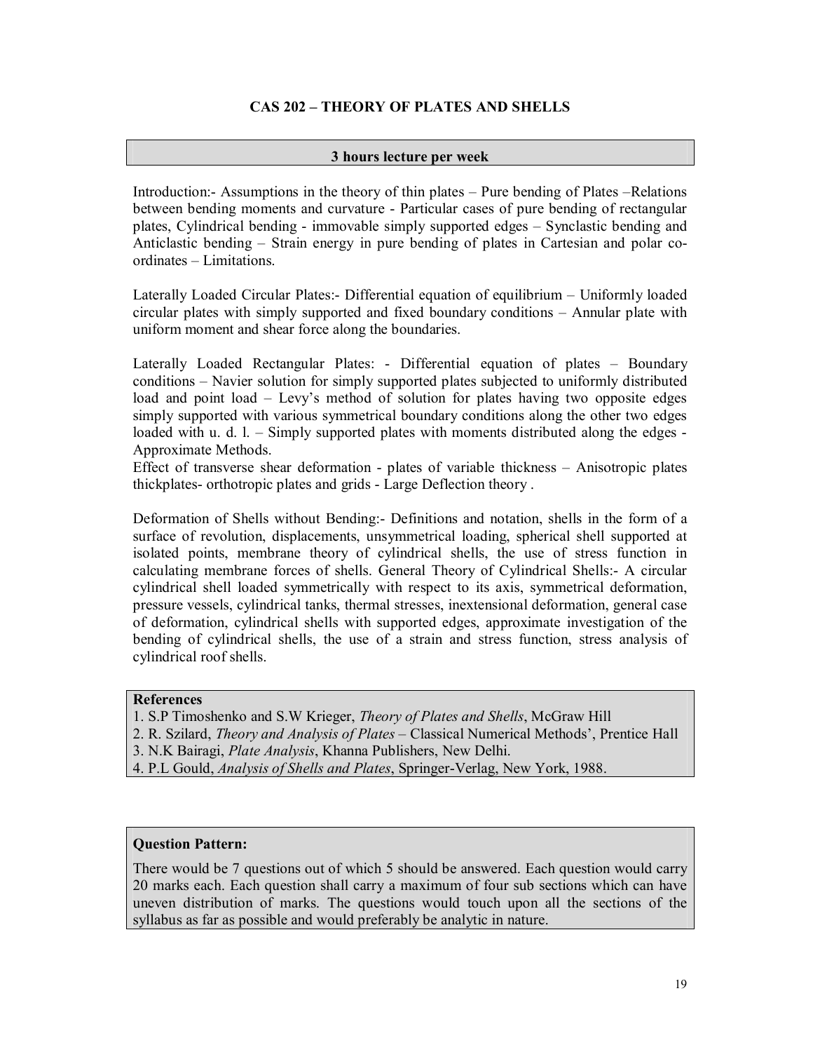## CAS 202 – THEORY OF PLATES AND SHELLS

**3 hours lecture per week**

Introduction:- Assumptions in the theory of thin plates – Pure bending of Plates –Relations between bending moments and curvature - Particular cases of pure bending of rectangular plates, Cylindrical bending - immovable simply supported edges – Synclastic bending and Anticlastic bending – Strain energy in pure bending of plates in Cartesian and polar co-ordinates – Limitations.

Laterally Loaded Circular Plates:- Differential equation of equilibrium – Uniformly loaded circular plates with simply supported and fixed boundary conditions – Annular plate with uniform moment and shear force along the boundaries.

Laterally Loaded Rectangular Plates: - Differential equation of plates – Boundary conditions – Navier solution for simply supported plates subjected to uniformly distributed load and point load – Levy's method of solution for plates having two opposite edges simply supported with various symmetrical boundary conditions along the other two edges loaded with u. d. l. – Simply supported plates with moments distributed along the edges - Approximate Methods.

Effect of transverse shear deformation - plates of variable thickness – Anisotropic plates thickplates- orthotropic plates and grids - Large Deflection theory .

Deformation of Shells without Bending:- Definitions and notation, shells in the form of a surface of revolution, displacements, unsymmetrical loading, spherical shell supported at isolated points, membrane theory of cylindrical shells, the use of stress function in calculating membrane forces of shells. General Theory of Cylindrical Shells:- A circular cylindrical shell loaded symmetrically with respect to its axis, symmetrical deformation, pressure vessels, cylindrical tanks, thermal stresses, inextensional deformation, general case of deformation, cylindrical shells with supported edges, approximate investigation of the bending of cylindrical shells, the use of a strain and stress function, stress analysis of cylindrical roof shells.

**References**

1. S.P Timoshenko and S.W Krieger, *Theory of Plates and Shells*, McGraw Hill
2. R. Szilard, *Theory and Analysis of Plates* – Classical Numerical Methods', Prentice Hall
3. N.K Bairagi, *Plate Analysis*, Khanna Publishers, New Delhi.
4. P.L Gould, *Analysis of Shells and Plates*, Springer-Verlag, New York, 1988.

**Question Pattern:**

There would be 7 questions out of which 5 should be answered. Each question would carry 20 marks each. Each question shall carry a maximum of four sub sections which can have uneven distribution of marks. The questions would touch upon all the sections of the syllabus as far as possible and would preferably be analytic in nature.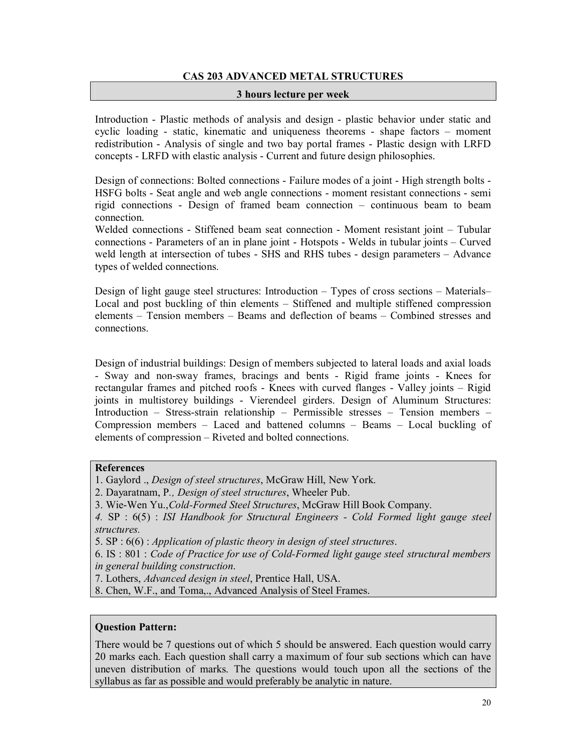## CAS 203 ADVANCED METAL STRUCTURES

**3 hours lecture per week**

Introduction - Plastic methods of analysis and design - plastic behavior under static and cyclic loading - static, kinematic and uniqueness theorems - shape factors – moment redistribution - Analysis of single and two bay portal frames - Plastic design with LRFD concepts - LRFD with elastic analysis - Current and future design philosophies.

Design of connections: Bolted connections - Failure modes of a joint - High strength bolts - HSFG bolts - Seat angle and web angle connections - moment resistant connections - semi rigid connections - Design of framed beam connection – continuous beam to beam connection.
Welded connections - Stiffened beam seat connection - Moment resistant joint – Tubular connections - Parameters of an in plane joint - Hotspots - Welds in tubular joints – Curved weld length at intersection of tubes - SHS and RHS tubes - design parameters – Advance types of welded connections.

Design of light gauge steel structures: Introduction – Types of cross sections – Materials– Local and post buckling of thin elements – Stiffened and multiple stiffened compression elements – Tension members – Beams and deflection of beams – Combined stresses and connections.

Design of industrial buildings: Design of members subjected to lateral loads and axial loads - Sway and non-sway frames, bracings and bents - Rigid frame joints - Knees for rectangular frames and pitched roofs - Knees with curved flanges - Valley joints – Rigid joints in multistorey buildings - Vierendeel girders. Design of Aluminum Structures: Introduction – Stress-strain relationship – Permissible stresses – Tension members – Compression members – Laced and battened columns – Beams – Local buckling of elements of compression – Riveted and bolted connections.

**References**

1. Gaylord ., *Design of steel structures*, McGraw Hill, New York.
2. Dayaratnam, P*., Design of steel structures*, Wheeler Pub.
3. Wie-Wen Yu.,*Cold-Formed Steel Structures*, McGraw Hill Book Company.
4. SP : 6(5) : *ISI Handbook for Structural Engineers - Cold Formed light gauge steel structures.*
5. SP : 6(6) : *Application of plastic theory in design of steel structures*.
6. IS : 801 : *Code of Practice for use of Cold-Formed light gauge steel structural members in general building construction*.
7. Lothers, *Advanced design in steel*, Prentice Hall, USA.
8. Chen, W.F., and Toma,., Advanced Analysis of Steel Frames.

**Question Pattern:**

There would be 7 questions out of which 5 should be answered. Each question would carry 20 marks each. Each question shall carry a maximum of four sub sections which can have uneven distribution of marks. The questions would touch upon all the sections of the syllabus as far as possible and would preferably be analytic in nature.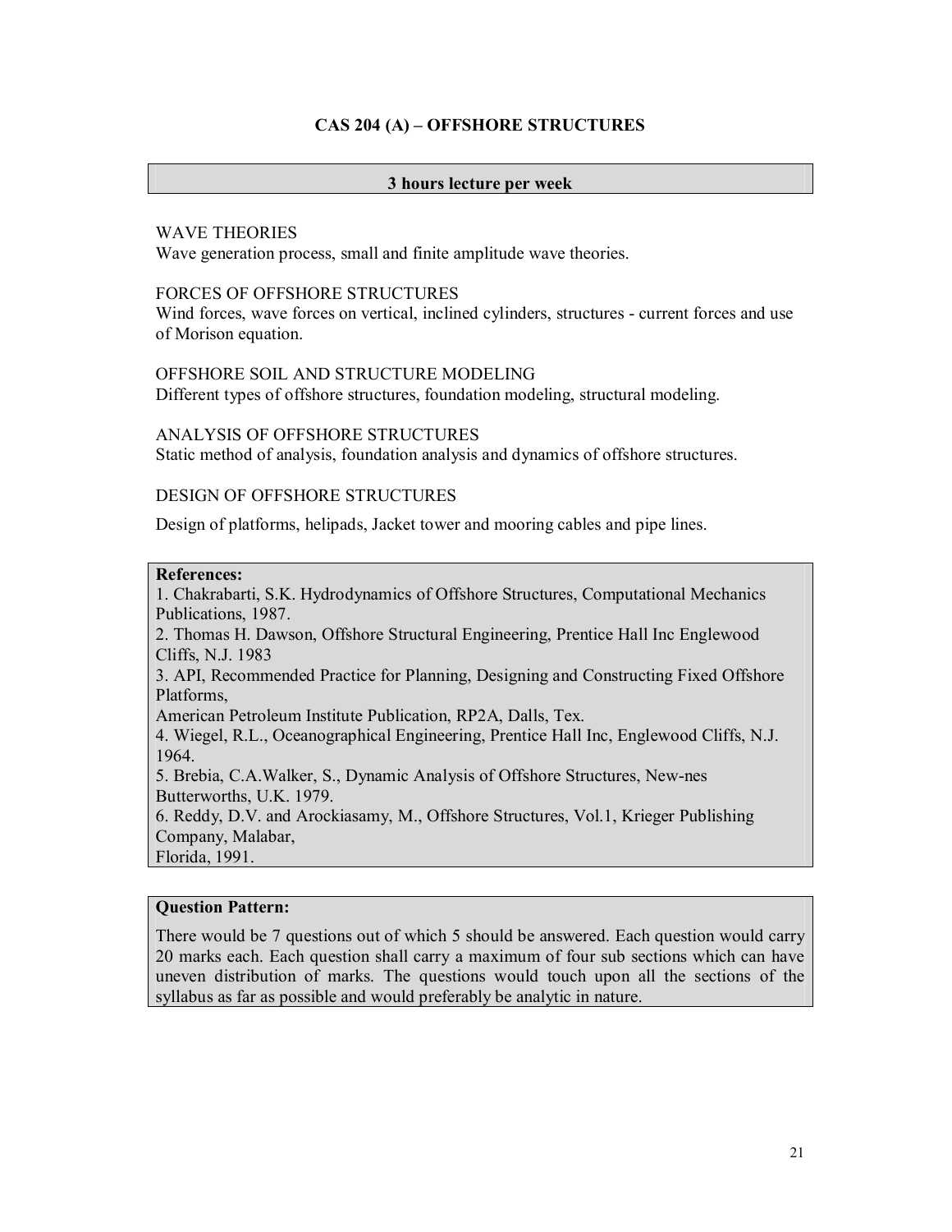# CAS 204 (A) – OFFSHORE STRUCTURES

**3 hours lecture per week**

WAVE THEORIES

Wave generation process, small and finite amplitude wave theories.

FORCES OF OFFSHORE STRUCTURES

Wind forces, wave forces on vertical, inclined cylinders, structures - current forces and use of Morison equation.

OFFSHORE SOIL AND STRUCTURE MODELING

Different types of offshore structures, foundation modeling, structural modeling.

ANALYSIS OF OFFSHORE STRUCTURES

Static method of analysis, foundation analysis and dynamics of offshore structures.

DESIGN OF OFFSHORE STRUCTURES

Design of platforms, helipads, Jacket tower and mooring cables and pipe lines.

**References:**

1. Chakrabarti, S.K. Hydrodynamics of Offshore Structures, Computational Mechanics Publications, 1987.
2. Thomas H. Dawson, Offshore Structural Engineering, Prentice Hall Inc Englewood Cliffs, N.J. 1983
3. API, Recommended Practice for Planning, Designing and Constructing Fixed Offshore Platforms,
American Petroleum Institute Publication, RP2A, Dalls, Tex.
4. Wiegel, R.L., Oceanographical Engineering, Prentice Hall Inc, Englewood Cliffs, N.J. 1964.
5. Brebia, C.A.Walker, S., Dynamic Analysis of Offshore Structures, New-nes Butterworths, U.K. 1979.
6. Reddy, D.V. and Arockiasamy, M., Offshore Structures, Vol.1, Krieger Publishing Company, Malabar,
Florida, 1991.

**Question Pattern:**

There would be 7 questions out of which 5 should be answered. Each question would carry 20 marks each. Each question shall carry a maximum of four sub sections which can have uneven distribution of marks. The questions would touch upon all the sections of the syllabus as far as possible and would preferably be analytic in nature.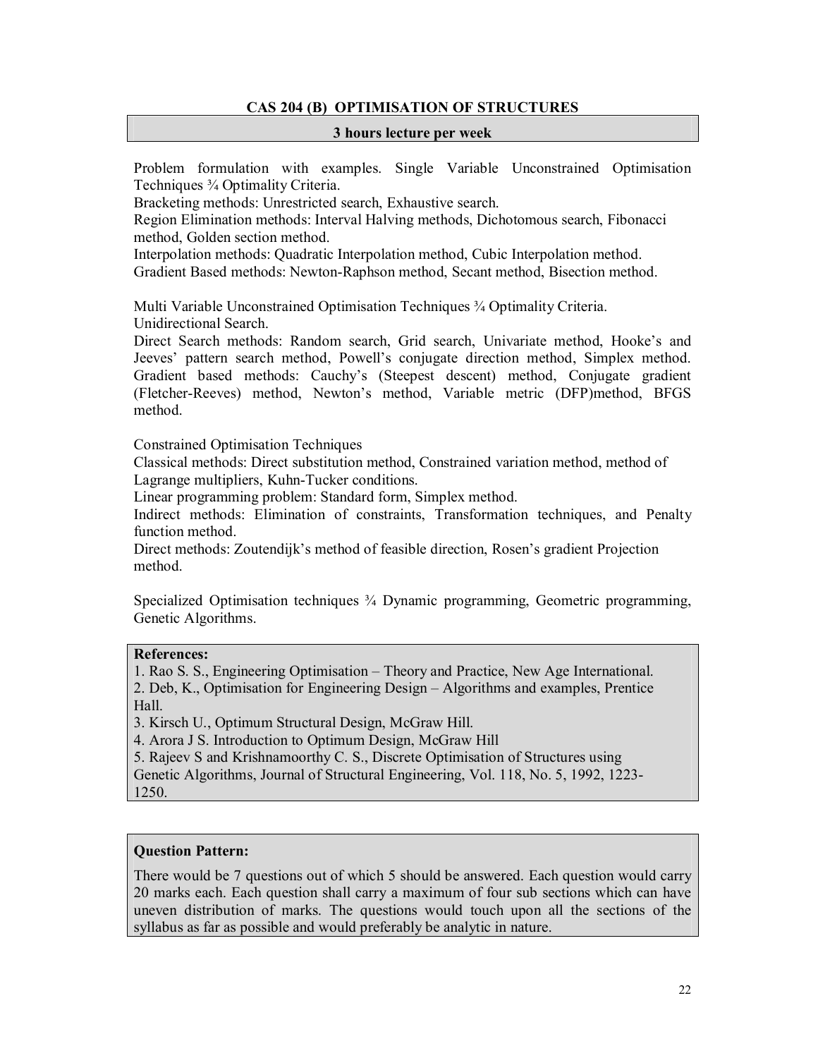## CAS 204 (B) OPTIMISATION OF STRUCTURES

**3 hours lecture per week**

Problem formulation with examples. Single Variable Unconstrained Optimisation Techniques ¾ Optimality Criteria.
Bracketing methods: Unrestricted search, Exhaustive search.
Region Elimination methods: Interval Halving methods, Dichotomous search, Fibonacci method, Golden section method.
Interpolation methods: Quadratic Interpolation method, Cubic Interpolation method.
Gradient Based methods: Newton-Raphson method, Secant method, Bisection method.

Multi Variable Unconstrained Optimisation Techniques ¾ Optimality Criteria.
Unidirectional Search.
Direct Search methods: Random search, Grid search, Univariate method, Hooke's and Jeeves' pattern search method, Powell's conjugate direction method, Simplex method.
Gradient based methods: Cauchy's (Steepest descent) method, Conjugate gradient (Fletcher-Reeves) method, Newton's method, Variable metric (DFP)method, BFGS method.

Constrained Optimisation Techniques
Classical methods: Direct substitution method, Constrained variation method, method of Lagrange multipliers, Kuhn-Tucker conditions.
Linear programming problem: Standard form, Simplex method.
Indirect methods: Elimination of constraints, Transformation techniques, and Penalty function method.
Direct methods: Zoutendijk's method of feasible direction, Rosen's gradient Projection method.

Specialized Optimisation techniques ¾ Dynamic programming, Geometric programming, Genetic Algorithms.

**References:**

1. Rao S. S., Engineering Optimisation – Theory and Practice, New Age International.
2. Deb, K., Optimisation for Engineering Design – Algorithms and examples, Prentice Hall.
3. Kirsch U., Optimum Structural Design, McGraw Hill.
4. Arora J S. Introduction to Optimum Design, McGraw Hill
5. Rajeev S and Krishnamoorthy C. S., Discrete Optimisation of Structures using Genetic Algorithms, Journal of Structural Engineering, Vol. 118, No. 5, 1992, 1223-1250.

**Question Pattern:**

There would be 7 questions out of which 5 should be answered. Each question would carry 20 marks each. Each question shall carry a maximum of four sub sections which can have uneven distribution of marks. The questions would touch upon all the sections of the syllabus as far as possible and would preferably be analytic in nature.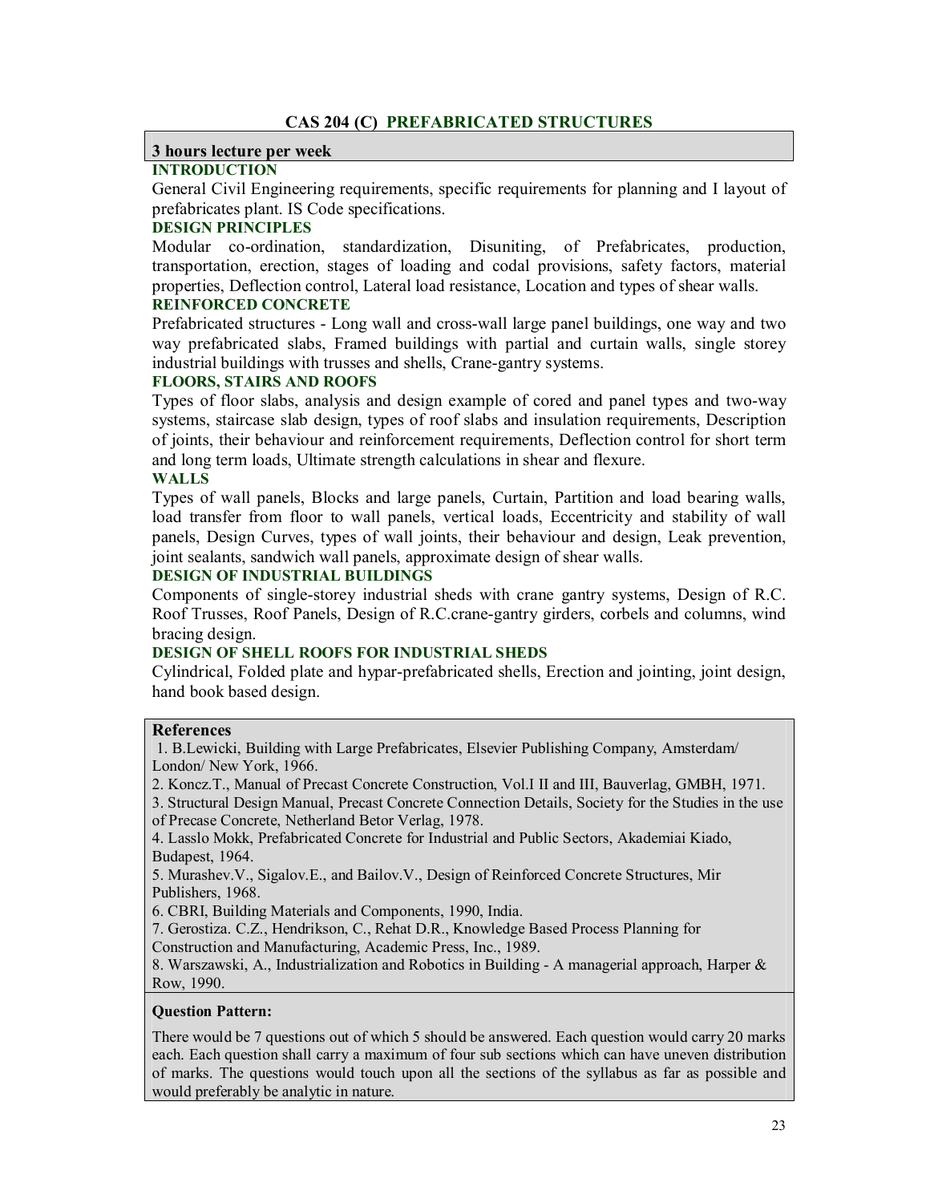## CAS 204 (C) PREFABRICATED STRUCTURES

**3 hours lecture per week**

### INTRODUCTION

General Civil Engineering requirements, specific requirements for planning and I layout of prefabricates plant. IS Code specifications.

### DESIGN PRINCIPLES

Modular co-ordination, standardization, Disuniting, of Prefabricates, production, transportation, erection, stages of loading and codal provisions, safety factors, material properties, Deflection control, Lateral load resistance, Location and types of shear walls.

### REINFORCED CONCRETE

Prefabricated structures - Long wall and cross-wall large panel buildings, one way and two way prefabricated slabs, Framed buildings with partial and curtain walls, single storey industrial buildings with trusses and shells, Crane-gantry systems.

### FLOORS, STAIRS AND ROOFS

Types of floor slabs, analysis and design example of cored and panel types and two-way systems, staircase slab design, types of roof slabs and insulation requirements, Description of joints, their behaviour and reinforcement requirements, Deflection control for short term and long term loads, Ultimate strength calculations in shear and flexure.

### WALLS

Types of wall panels, Blocks and large panels, Curtain, Partition and load bearing walls, load transfer from floor to wall panels, vertical loads, Eccentricity and stability of wall panels, Design Curves, types of wall joints, their behaviour and design, Leak prevention, joint sealants, sandwich wall panels, approximate design of shear walls.

### DESIGN OF INDUSTRIAL BUILDINGS

Components of single-storey industrial sheds with crane gantry systems, Design of R.C. Roof Trusses, Roof Panels, Design of R.C.crane-gantry girders, corbels and columns, wind bracing design.

### DESIGN OF SHELL ROOFS FOR INDUSTRIAL SHEDS

Cylindrical, Folded plate and hypar-prefabricated shells, Erection and jointing, joint design, hand book based design.

**References**

1. B.Lewicki, Building with Large Prefabricates, Elsevier Publishing Company, Amsterdam/ London/ New York, 1966.
2. Koncz.T., Manual of Precast Concrete Construction, Vol.I II and III, Bauverlag, GMBH, 1971.
3. Structural Design Manual, Precast Concrete Connection Details, Society for the Studies in the use of Precase Concrete, Netherland Betor Verlag, 1978.
4. Lasslo Mokk, Prefabricated Concrete for Industrial and Public Sectors, Akademiai Kiado, Budapest, 1964.
5. Murashev.V., Sigalov.E., and Bailov.V., Design of Reinforced Concrete Structures, Mir Publishers, 1968.
6. CBRI, Building Materials and Components, 1990, India.
7. Gerostiza. C.Z., Hendrikson, C., Rehat D.R., Knowledge Based Process Planning for Construction and Manufacturing, Academic Press, Inc., 1989.
8. Warszawski, A., Industrialization and Robotics in Building - A managerial approach, Harper & Row, 1990.

**Question Pattern:**

There would be 7 questions out of which 5 should be answered. Each question would carry 20 marks each. Each question shall carry a maximum of four sub sections which can have uneven distribution of marks. The questions would touch upon all the sections of the syllabus as far as possible and would preferably be analytic in nature.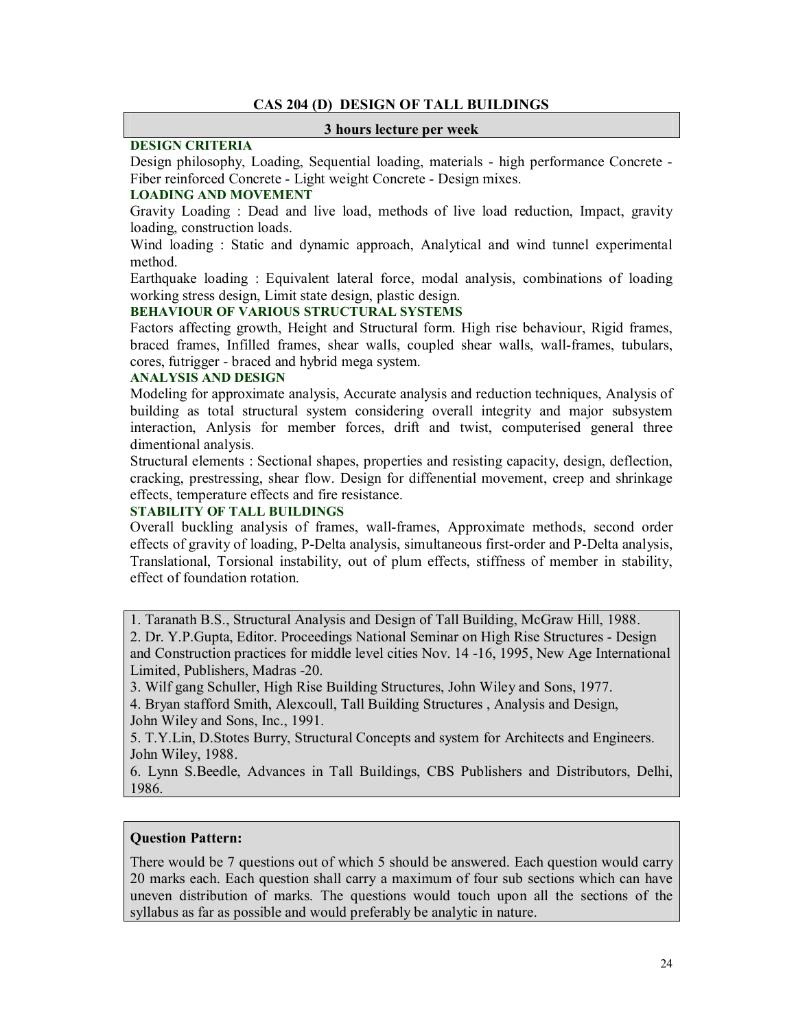## CAS 204 (D) DESIGN OF TALL BUILDINGS

**3 hours lecture per week**

**DESIGN CRITERIA**

Design philosophy, Loading, Sequential loading, materials - high performance Concrete - Fiber reinforced Concrete - Light weight Concrete - Design mixes.

**LOADING AND MOVEMENT**

Gravity Loading : Dead and live load, methods of live load reduction, Impact, gravity loading, construction loads.

Wind loading : Static and dynamic approach, Analytical and wind tunnel experimental method.

Earthquake loading : Equivalent lateral force, modal analysis, combinations of loading working stress design, Limit state design, plastic design.

**BEHAVIOUR OF VARIOUS STRUCTURAL SYSTEMS**

Factors affecting growth, Height and Structural form. High rise behaviour, Rigid frames, braced frames, Infilled frames, shear walls, coupled shear walls, wall-frames, tubulars, cores, futrigger - braced and hybrid mega system.

**ANALYSIS AND DESIGN**

Modeling for approximate analysis, Accurate analysis and reduction techniques, Analysis of building as total structural system considering overall integrity and major subsystem interaction, Anlysis for member forces, drift and twist, computerised general three dimentional analysis.

Structural elements : Sectional shapes, properties and resisting capacity, design, deflection, cracking, prestressing, shear flow. Design for diffenential movement, creep and shrinkage effects, temperature effects and fire resistance.

**STABILITY OF TALL BUILDINGS**

Overall buckling analysis of frames, wall-frames, Approximate methods, second order effects of gravity of loading, P-Delta analysis, simultaneous first-order and P-Delta analysis, Translational, Torsional instability, out of plum effects, stiffness of member in stability, effect of foundation rotation.

1. Taranath B.S., Structural Analysis and Design of Tall Building, McGraw Hill, 1988.
2. Dr. Y.P.Gupta, Editor. Proceedings National Seminar on High Rise Structures - Design and Construction practices for middle level cities Nov. 14 -16, 1995, New Age International Limited, Publishers, Madras -20.
3. Wilf gang Schuller, High Rise Building Structures, John Wiley and Sons, 1977.
4. Bryan stafford Smith, Alexcoull, Tall Building Structures , Analysis and Design, John Wiley and Sons, Inc., 1991.
5. T.Y.Lin, D.Stotes Burry, Structural Concepts and system for Architects and Engineers. John Wiley, 1988.
6. Lynn S.Beedle, Advances in Tall Buildings, CBS Publishers and Distributors, Delhi, 1986.

**Question Pattern:**

There would be 7 questions out of which 5 should be answered. Each question would carry 20 marks each. Each question shall carry a maximum of four sub sections which can have uneven distribution of marks. The questions would touch upon all the sections of the syllabus as far as possible and would preferably be analytic in nature.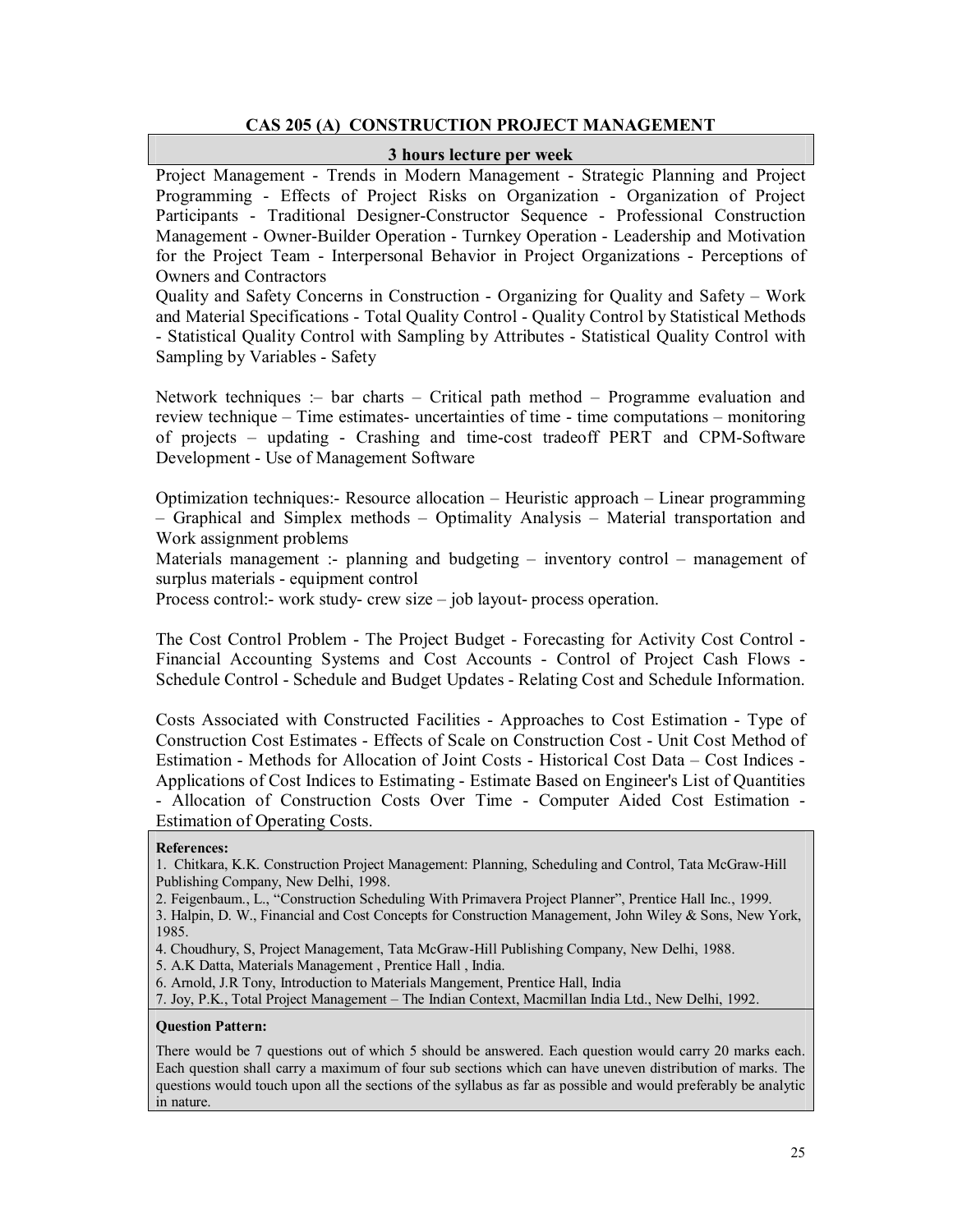## CAS 205 (A) CONSTRUCTION PROJECT MANAGEMENT

**3 hours lecture per week**

Project Management - Trends in Modern Management - Strategic Planning and Project Programming - Effects of Project Risks on Organization - Organization of Project Participants - Traditional Designer-Constructor Sequence - Professional Construction Management - Owner-Builder Operation - Turnkey Operation - Leadership and Motivation for the Project Team - Interpersonal Behavior in Project Organizations - Perceptions of Owners and Contractors

Quality and Safety Concerns in Construction - Organizing for Quality and Safety – Work and Material Specifications - Total Quality Control - Quality Control by Statistical Methods - Statistical Quality Control with Sampling by Attributes - Statistical Quality Control with Sampling by Variables - Safety

Network techniques :– bar charts – Critical path method – Programme evaluation and review technique – Time estimates- uncertainties of time - time computations – monitoring of projects – updating - Crashing and time-cost tradeoff PERT and CPM-Software Development - Use of Management Software

Optimization techniques:- Resource allocation – Heuristic approach – Linear programming – Graphical and Simplex methods – Optimality Analysis – Material transportation and Work assignment problems

Materials management :- planning and budgeting – inventory control – management of surplus materials - equipment control

Process control:- work study- crew size – job layout- process operation.

The Cost Control Problem - The Project Budget - Forecasting for Activity Cost Control - Financial Accounting Systems and Cost Accounts - Control of Project Cash Flows - Schedule Control - Schedule and Budget Updates - Relating Cost and Schedule Information.

Costs Associated with Constructed Facilities - Approaches to Cost Estimation - Type of Construction Cost Estimates - Effects of Scale on Construction Cost - Unit Cost Method of Estimation - Methods for Allocation of Joint Costs - Historical Cost Data – Cost Indices - Applications of Cost Indices to Estimating - Estimate Based on Engineer's List of Quantities - Allocation of Construction Costs Over Time - Computer Aided Cost Estimation - Estimation of Operating Costs.

**References:**

1. Chitkara, K.K. Construction Project Management: Planning, Scheduling and Control, Tata McGraw-Hill Publishing Company, New Delhi, 1998.
2. Feigenbaum., L., "Construction Scheduling With Primavera Project Planner", Prentice Hall Inc., 1999.
3. Halpin, D. W., Financial and Cost Concepts for Construction Management, John Wiley & Sons, New York, 1985.
4. Choudhury, S, Project Management, Tata McGraw-Hill Publishing Company, New Delhi, 1988.
5. A.K Datta, Materials Management , Prentice Hall , India.
6. Arnold, J.R Tony, Introduction to Materials Mangement, Prentice Hall, India
7. Joy, P.K., Total Project Management – The Indian Context, Macmillan India Ltd., New Delhi, 1992.

**Question Pattern:**

There would be 7 questions out of which 5 should be answered. Each question would carry 20 marks each. Each question shall carry a maximum of four sub sections which can have uneven distribution of marks. The questions would touch upon all the sections of the syllabus as far as possible and would preferably be analytic in nature.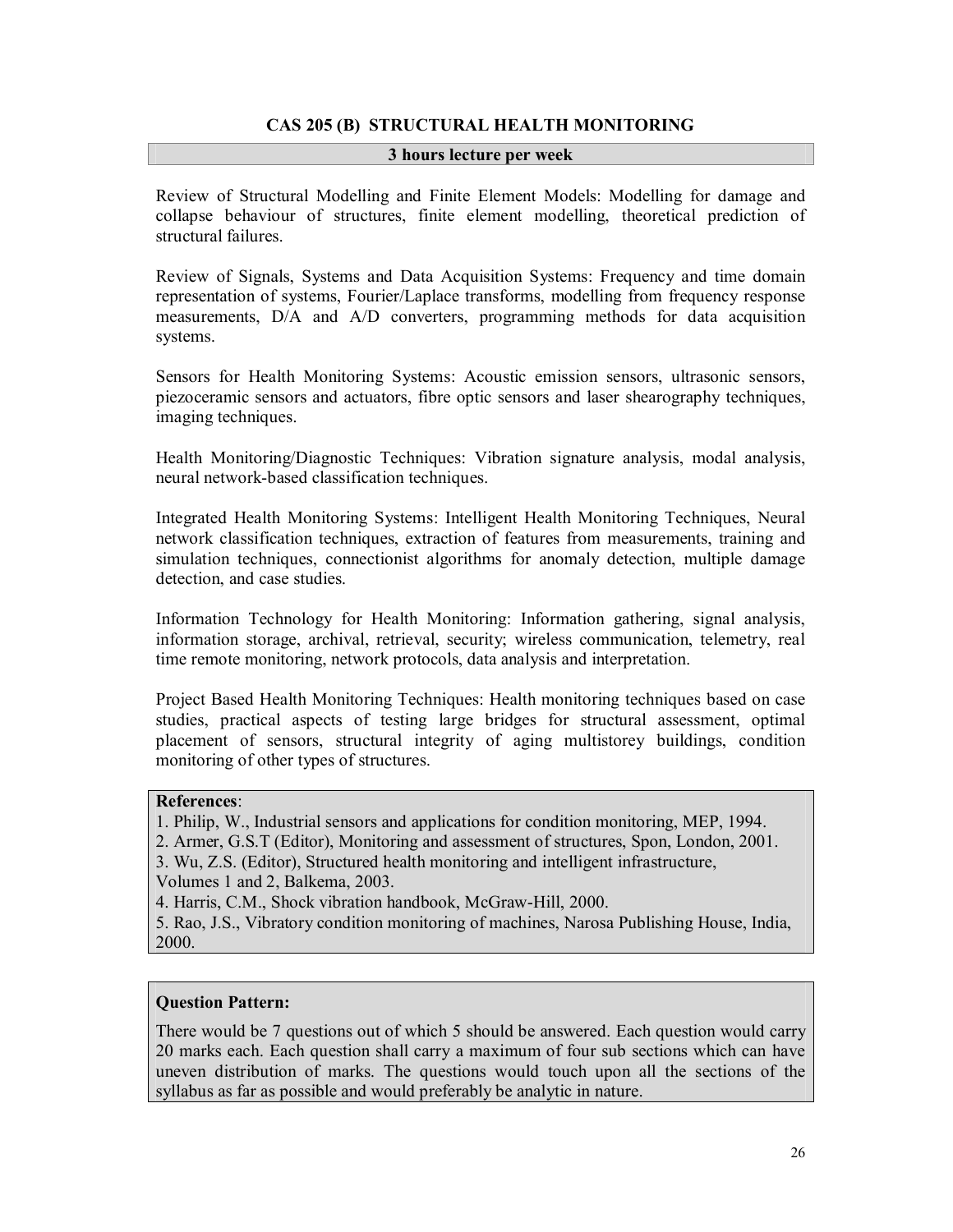## CAS 205 (B) STRUCTURAL HEALTH MONITORING

**3 hours lecture per week**

Review of Structural Modelling and Finite Element Models: Modelling for damage and collapse behaviour of structures, finite element modelling, theoretical prediction of structural failures.

Review of Signals, Systems and Data Acquisition Systems: Frequency and time domain representation of systems, Fourier/Laplace transforms, modelling from frequency response measurements, D/A and A/D converters, programming methods for data acquisition systems.

Sensors for Health Monitoring Systems: Acoustic emission sensors, ultrasonic sensors, piezoceramic sensors and actuators, fibre optic sensors and laser shearography techniques, imaging techniques.

Health Monitoring/Diagnostic Techniques: Vibration signature analysis, modal analysis, neural network-based classification techniques.

Integrated Health Monitoring Systems: Intelligent Health Monitoring Techniques, Neural network classification techniques, extraction of features from measurements, training and simulation techniques, connectionist algorithms for anomaly detection, multiple damage detection, and case studies.

Information Technology for Health Monitoring: Information gathering, signal analysis, information storage, archival, retrieval, security; wireless communication, telemetry, real time remote monitoring, network protocols, data analysis and interpretation.

Project Based Health Monitoring Techniques: Health monitoring techniques based on case studies, practical aspects of testing large bridges for structural assessment, optimal placement of sensors, structural integrity of aging multistorey buildings, condition monitoring of other types of structures.

**References**:

1. Philip, W., Industrial sensors and applications for condition monitoring, MEP, 1994.
2. Armer, G.S.T (Editor), Monitoring and assessment of structures, Spon, London, 2001.
3. Wu, Z.S. (Editor), Structured health monitoring and intelligent infrastructure, Volumes 1 and 2, Balkema, 2003.
4. Harris, C.M., Shock vibration handbook, McGraw-Hill, 2000.
5. Rao, J.S., Vibratory condition monitoring of machines, Narosa Publishing House, India, 2000.

**Question Pattern:**

There would be 7 questions out of which 5 should be answered. Each question would carry 20 marks each. Each question shall carry a maximum of four sub sections which can have uneven distribution of marks. The questions would touch upon all the sections of the syllabus as far as possible and would preferably be analytic in nature.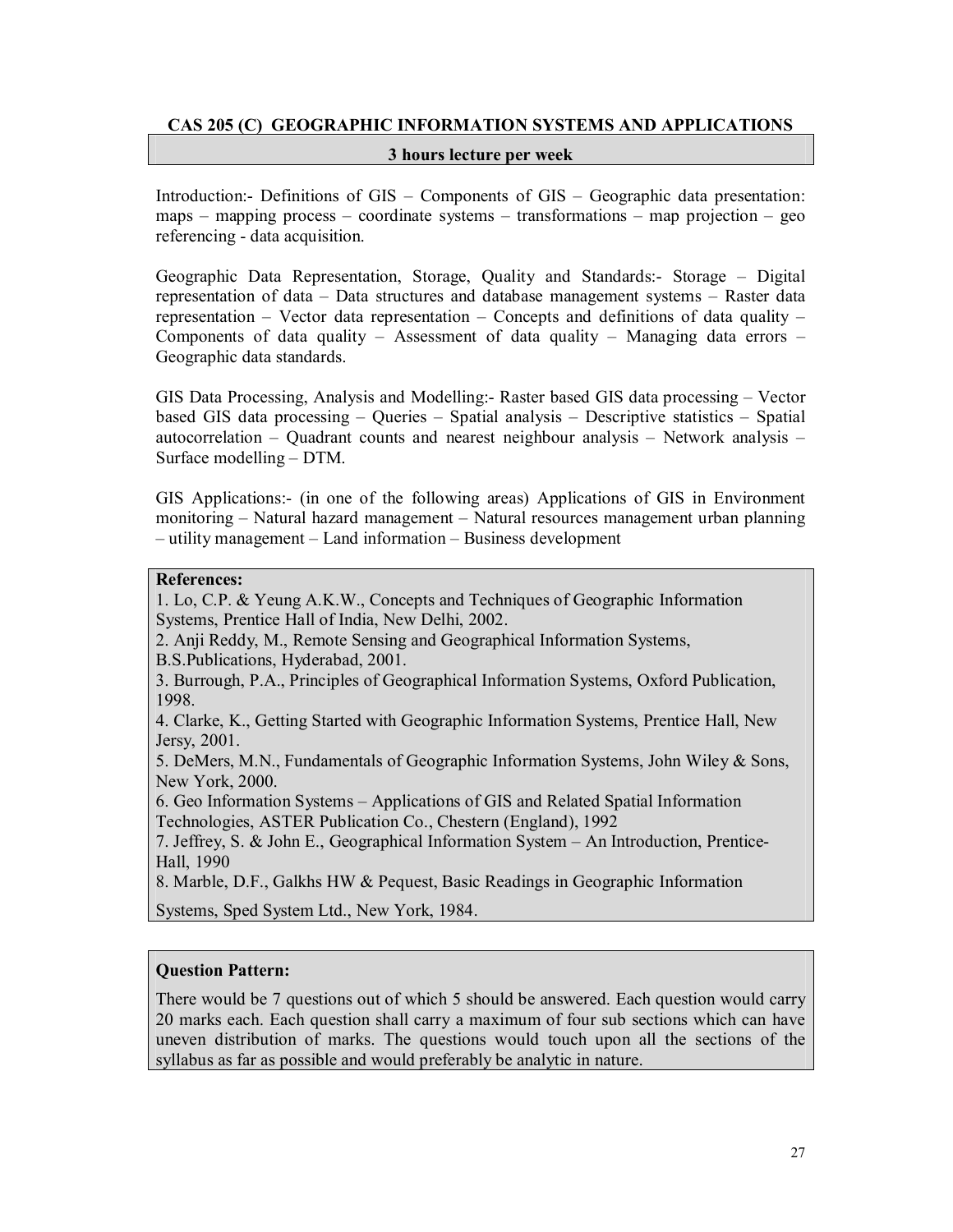## CAS 205 (C) GEOGRAPHIC INFORMATION SYSTEMS AND APPLICATIONS

**3 hours lecture per week**

Introduction:- Definitions of GIS – Components of GIS – Geographic data presentation: maps – mapping process – coordinate systems – transformations – map projection – geo referencing - data acquisition.

Geographic Data Representation, Storage, Quality and Standards:- Storage – Digital representation of data – Data structures and database management systems – Raster data representation – Vector data representation – Concepts and definitions of data quality – Components of data quality – Assessment of data quality – Managing data errors – Geographic data standards.

GIS Data Processing, Analysis and Modelling:- Raster based GIS data processing – Vector based GIS data processing – Queries – Spatial analysis – Descriptive statistics – Spatial autocorrelation – Quadrant counts and nearest neighbour analysis – Network analysis – Surface modelling – DTM.

GIS Applications:- (in one of the following areas) Applications of GIS in Environment monitoring – Natural hazard management – Natural resources management urban planning – utility management – Land information – Business development

**References:**

1. Lo, C.P. & Yeung A.K.W., Concepts and Techniques of Geographic Information Systems, Prentice Hall of India, New Delhi, 2002.
2. Anji Reddy, M., Remote Sensing and Geographical Information Systems, B.S.Publications, Hyderabad, 2001.
3. Burrough, P.A., Principles of Geographical Information Systems, Oxford Publication, 1998.
4. Clarke, K., Getting Started with Geographic Information Systems, Prentice Hall, New Jersy, 2001.
5. DeMers, M.N., Fundamentals of Geographic Information Systems, John Wiley & Sons, New York, 2000.
6. Geo Information Systems – Applications of GIS and Related Spatial Information Technologies, ASTER Publication Co., Chestern (England), 1992
7. Jeffrey, S. & John E., Geographical Information System – An Introduction, Prentice-Hall, 1990
8. Marble, D.F., Galkhs HW & Pequest, Basic Readings in Geographic Information Systems, Sped System Ltd., New York, 1984.

**Question Pattern:**

There would be 7 questions out of which 5 should be answered. Each question would carry 20 marks each. Each question shall carry a maximum of four sub sections which can have uneven distribution of marks. The questions would touch upon all the sections of the syllabus as far as possible and would preferably be analytic in nature.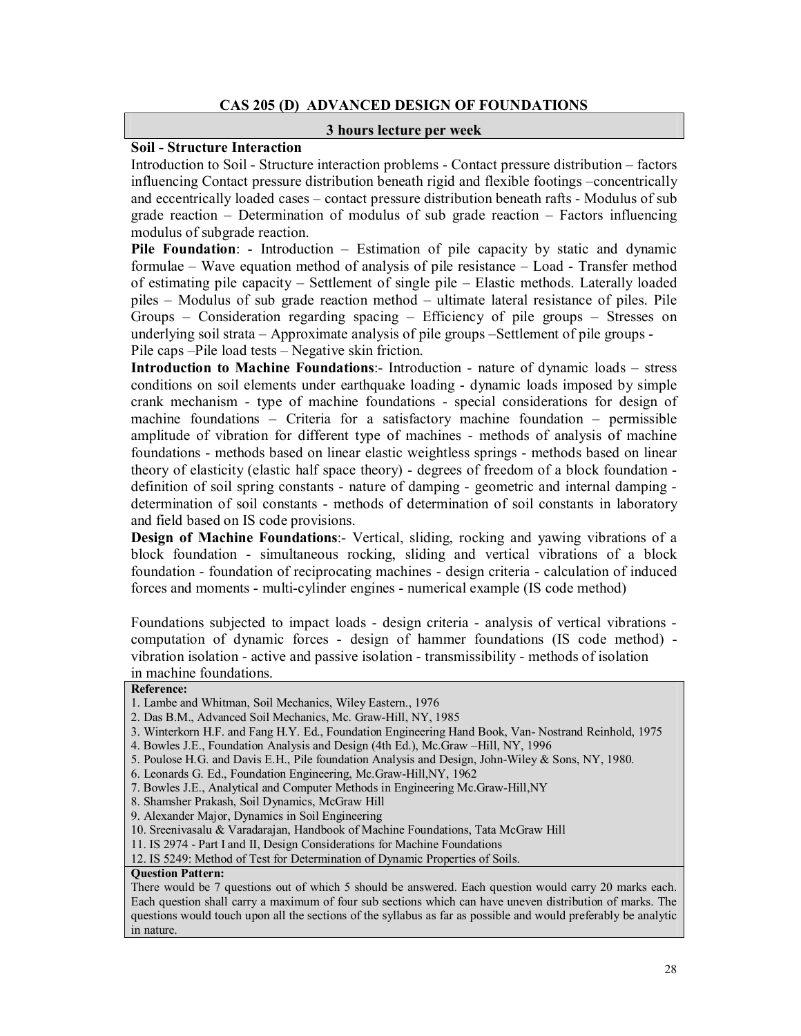## CAS 205 (D) ADVANCED DESIGN OF FOUNDATIONS

**3 hours lecture per week**

**Soil - Structure Interaction**
Introduction to Soil - Structure interaction problems - Contact pressure distribution – factors influencing Contact pressure distribution beneath rigid and flexible footings –concentrically and eccentrically loaded cases – contact pressure distribution beneath rafts - Modulus of sub grade reaction – Determination of modulus of sub grade reaction – Factors influencing modulus of subgrade reaction.

**Pile Foundation**: - Introduction – Estimation of pile capacity by static and dynamic formulae – Wave equation method of analysis of pile resistance – Load - Transfer method of estimating pile capacity – Settlement of single pile – Elastic methods. Laterally loaded piles – Modulus of sub grade reaction method – ultimate lateral resistance of piles. Pile Groups – Consideration regarding spacing – Efficiency of pile groups – Stresses on underlying soil strata – Approximate analysis of pile groups –Settlement of pile groups - Pile caps –Pile load tests – Negative skin friction.

**Introduction to Machine Foundations**:- Introduction - nature of dynamic loads – stress conditions on soil elements under earthquake loading - dynamic loads imposed by simple crank mechanism - type of machine foundations - special considerations for design of machine foundations – Criteria for a satisfactory machine foundation – permissible amplitude of vibration for different type of machines - methods of analysis of machine foundations - methods based on linear elastic weightless springs - methods based on linear theory of elasticity (elastic half space theory) - degrees of freedom of a block foundation - definition of soil spring constants - nature of damping - geometric and internal damping - determination of soil constants - methods of determination of soil constants in laboratory and field based on IS code provisions.

**Design of Machine Foundations**:- Vertical, sliding, rocking and yawing vibrations of a block foundation - simultaneous rocking, sliding and vertical vibrations of a block foundation - foundation of reciprocating machines - design criteria - calculation of induced forces and moments - multi-cylinder engines - numerical example (IS code method)

Foundations subjected to impact loads - design criteria - analysis of vertical vibrations - computation of dynamic forces - design of hammer foundations (IS code method) - vibration isolation - active and passive isolation - transmissibility - methods of isolation in machine foundations.

**Reference:**

1. Lambe and Whitman, Soil Mechanics, Wiley Eastern., 1976
2. Das B.M., Advanced Soil Mechanics, Mc. Graw-Hill, NY, 1985
3. Winterkorn H.F. and Fang H.Y. Ed., Foundation Engineering Hand Book, Van- Nostrand Reinhold, 1975
4. Bowles J.E., Foundation Analysis and Design (4th Ed.), Mc.Graw –Hill, NY, 1996
5. Poulose H.G. and Davis E.H., Pile foundation Analysis and Design, John-Wiley & Sons, NY, 1980.
6. Leonards G. Ed., Foundation Engineering, Mc.Graw-Hill,NY, 1962
7. Bowles J.E., Analytical and Computer Methods in Engineering Mc.Graw-Hill,NY
8. Shamsher Prakash, Soil Dynamics, McGraw Hill
9. Alexander Major, Dynamics in Soil Engineering
10. Sreenivasalu & Varadarajan, Handbook of Machine Foundations, Tata McGraw Hill
11. IS 2974 - Part I and II, Design Considerations for Machine Foundations
12. IS 5249: Method of Test for Determination of Dynamic Properties of Soils.

**Question Pattern:**
There would be 7 questions out of which 5 should be answered. Each question would carry 20 marks each. Each question shall carry a maximum of four sub sections which can have uneven distribution of marks. The questions would touch upon all the sections of the syllabus as far as possible and would preferably be analytic in nature.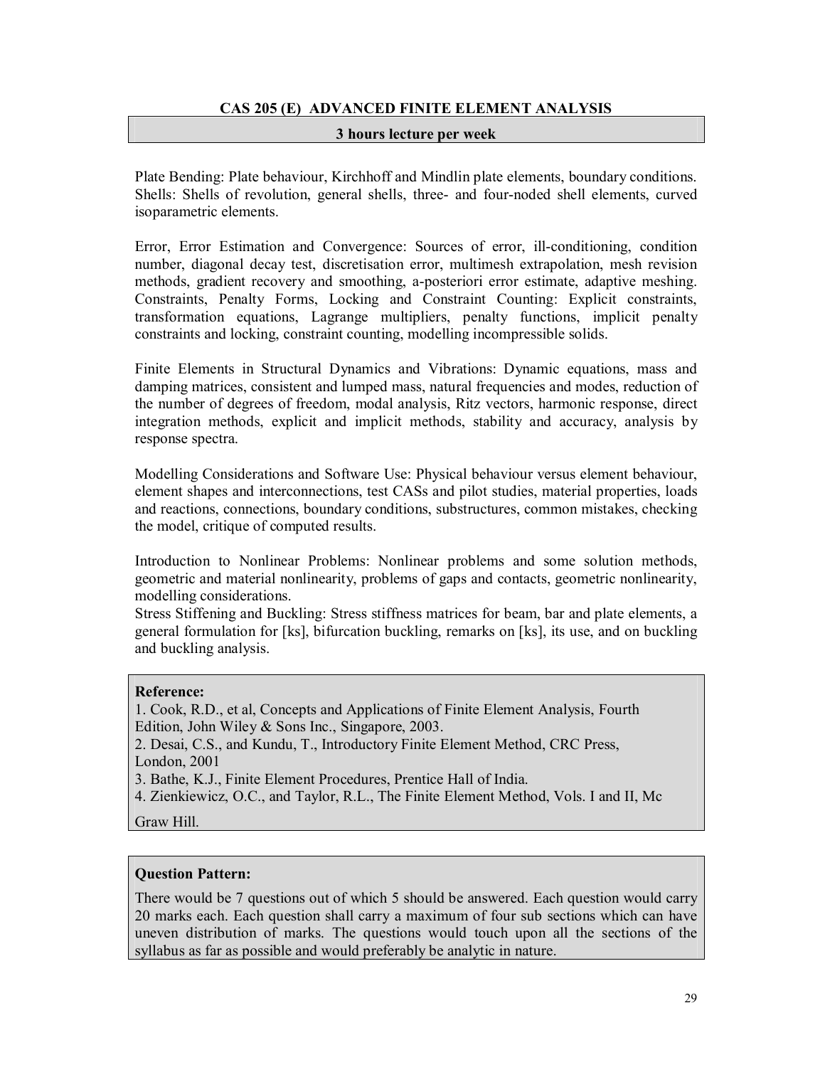## CAS 205 (E) ADVANCED FINITE ELEMENT ANALYSIS

**3 hours lecture per week**

Plate Bending: Plate behaviour, Kirchhoff and Mindlin plate elements, boundary conditions. Shells: Shells of revolution, general shells, three- and four-noded shell elements, curved isoparametric elements.

Error, Error Estimation and Convergence: Sources of error, ill-conditioning, condition number, diagonal decay test, discretisation error, multimesh extrapolation, mesh revision methods, gradient recovery and smoothing, a-posteriori error estimate, adaptive meshing. Constraints, Penalty Forms, Locking and Constraint Counting: Explicit constraints, transformation equations, Lagrange multipliers, penalty functions, implicit penalty constraints and locking, constraint counting, modelling incompressible solids.

Finite Elements in Structural Dynamics and Vibrations: Dynamic equations, mass and damping matrices, consistent and lumped mass, natural frequencies and modes, reduction of the number of degrees of freedom, modal analysis, Ritz vectors, harmonic response, direct integration methods, explicit and implicit methods, stability and accuracy, analysis by response spectra.

Modelling Considerations and Software Use: Physical behaviour versus element behaviour, element shapes and interconnections, test CASs and pilot studies, material properties, loads and reactions, connections, boundary conditions, substructures, common mistakes, checking the model, critique of computed results.

Introduction to Nonlinear Problems: Nonlinear problems and some solution methods, geometric and material nonlinearity, problems of gaps and contacts, geometric nonlinearity, modelling considerations.
Stress Stiffening and Buckling: Stress stiffness matrices for beam, bar and plate elements, a general formulation for [ks], bifurcation buckling, remarks on [ks], its use, and on buckling and buckling analysis.

**Reference:**

1. Cook, R.D., et al, Concepts and Applications of Finite Element Analysis, Fourth Edition, John Wiley & Sons Inc., Singapore, 2003.
2. Desai, C.S., and Kundu, T., Introductory Finite Element Method, CRC Press, London, 2001
3. Bathe, K.J., Finite Element Procedures, Prentice Hall of India.
4. Zienkiewicz, O.C., and Taylor, R.L., The Finite Element Method, Vols. I and II, Mc Graw Hill.

**Question Pattern:**

There would be 7 questions out of which 5 should be answered. Each question would carry 20 marks each. Each question shall carry a maximum of four sub sections which can have uneven distribution of marks. The questions would touch upon all the sections of the syllabus as far as possible and would preferably be analytic in nature.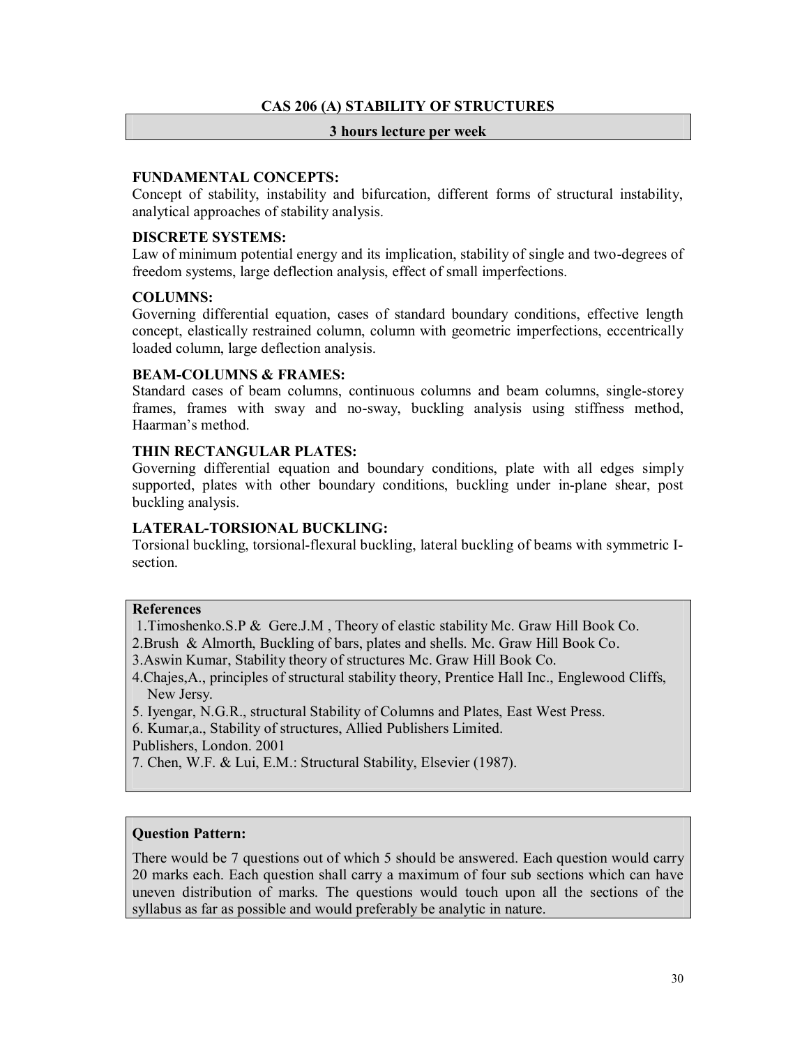## CAS 206 (A) STABILITY OF STRUCTURES

**3 hours lecture per week**

### FUNDAMENTAL CONCEPTS:

Concept of stability, instability and bifurcation, different forms of structural instability, analytical approaches of stability analysis.

### DISCRETE SYSTEMS:

Law of minimum potential energy and its implication, stability of single and two-degrees of freedom systems, large deflection analysis, effect of small imperfections.

### COLUMNS:

Governing differential equation, cases of standard boundary conditions, effective length concept, elastically restrained column, column with geometric imperfections, eccentrically loaded column, large deflection analysis.

### BEAM-COLUMNS & FRAMES:

Standard cases of beam columns, continuous columns and beam columns, single-storey frames, frames with sway and no-sway, buckling analysis using stiffness method, Haarman's method.

### THIN RECTANGULAR PLATES:

Governing differential equation and boundary conditions, plate with all edges simply supported, plates with other boundary conditions, buckling under in-plane shear, post buckling analysis.

### LATERAL-TORSIONAL BUCKLING:

Torsional buckling, torsional-flexural buckling, lateral buckling of beams with symmetric I-section.

**References**

1. Timoshenko.S.P & Gere.J.M , Theory of elastic stability Mc. Graw Hill Book Co.
2. Brush & Almorth, Buckling of bars, plates and shells. Mc. Graw Hill Book Co.
3. Aswin Kumar, Stability theory of structures Mc. Graw Hill Book Co.
4. Chajes,A., principles of structural stability theory, Prentice Hall Inc., Englewood Cliffs, New Jersy.
5. Iyengar, N.G.R., structural Stability of Columns and Plates, East West Press.
6. Kumar,a., Stability of structures, Allied Publishers Limited.
Publishers, London. 2001
7. Chen, W.F. & Lui, E.M.: Structural Stability, Elsevier (1987).

**Question Pattern:**

There would be 7 questions out of which 5 should be answered. Each question would carry 20 marks each. Each question shall carry a maximum of four sub sections which can have uneven distribution of marks. The questions would touch upon all the sections of the syllabus as far as possible and would preferably be analytic in nature.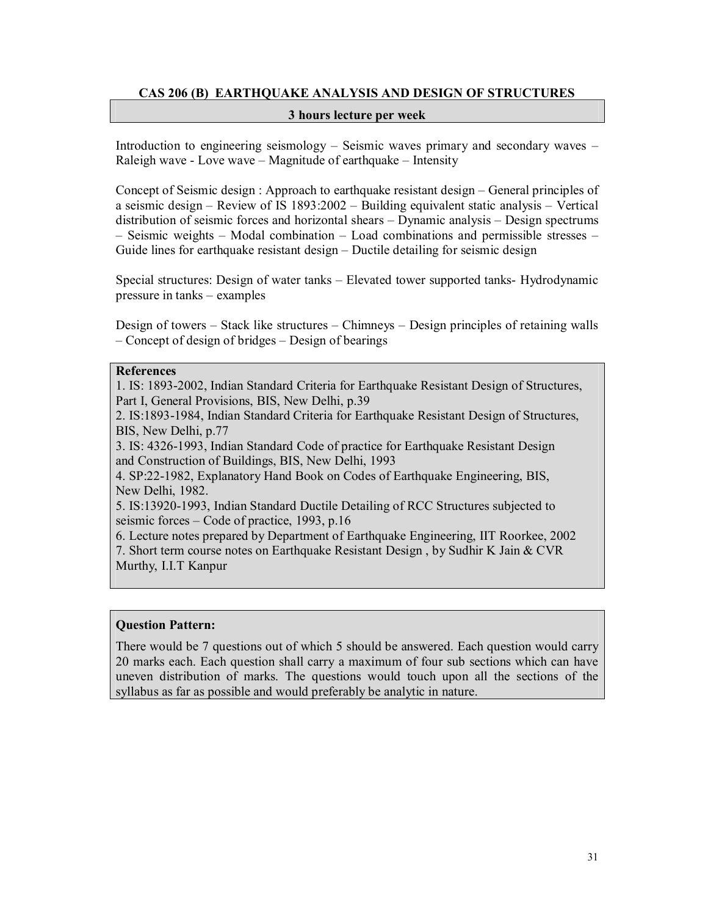## CAS 206 (B) EARTHQUAKE ANALYSIS AND DESIGN OF STRUCTURES

**3 hours lecture per week**

Introduction to engineering seismology – Seismic waves primary and secondary waves – Raleigh wave - Love wave – Magnitude of earthquake – Intensity

Concept of Seismic design : Approach to earthquake resistant design – General principles of a seismic design – Review of IS 1893:2002 – Building equivalent static analysis – Vertical distribution of seismic forces and horizontal shears – Dynamic analysis – Design spectrums – Seismic weights – Modal combination – Load combinations and permissible stresses – Guide lines for earthquake resistant design – Ductile detailing for seismic design

Special structures: Design of water tanks – Elevated tower supported tanks- Hydrodynamic pressure in tanks – examples

Design of towers – Stack like structures – Chimneys – Design principles of retaining walls – Concept of design of bridges – Design of bearings

**References**

1. IS: 1893-2002, Indian Standard Criteria for Earthquake Resistant Design of Structures, Part I, General Provisions, BIS, New Delhi, p.39
2. IS:1893-1984, Indian Standard Criteria for Earthquake Resistant Design of Structures, BIS, New Delhi, p.77
3. IS: 4326-1993, Indian Standard Code of practice for Earthquake Resistant Design and Construction of Buildings, BIS, New Delhi, 1993
4. SP:22-1982, Explanatory Hand Book on Codes of Earthquake Engineering, BIS, New Delhi, 1982.
5. IS:13920-1993, Indian Standard Ductile Detailing of RCC Structures subjected to seismic forces – Code of practice, 1993, p.16
6. Lecture notes prepared by Department of Earthquake Engineering, IIT Roorkee, 2002
7. Short term course notes on Earthquake Resistant Design , by Sudhir K Jain & CVR Murthy, I.I.T Kanpur

**Question Pattern:**

There would be 7 questions out of which 5 should be answered. Each question would carry 20 marks each. Each question shall carry a maximum of four sub sections which can have uneven distribution of marks. The questions would touch upon all the sections of the syllabus as far as possible and would preferably be analytic in nature.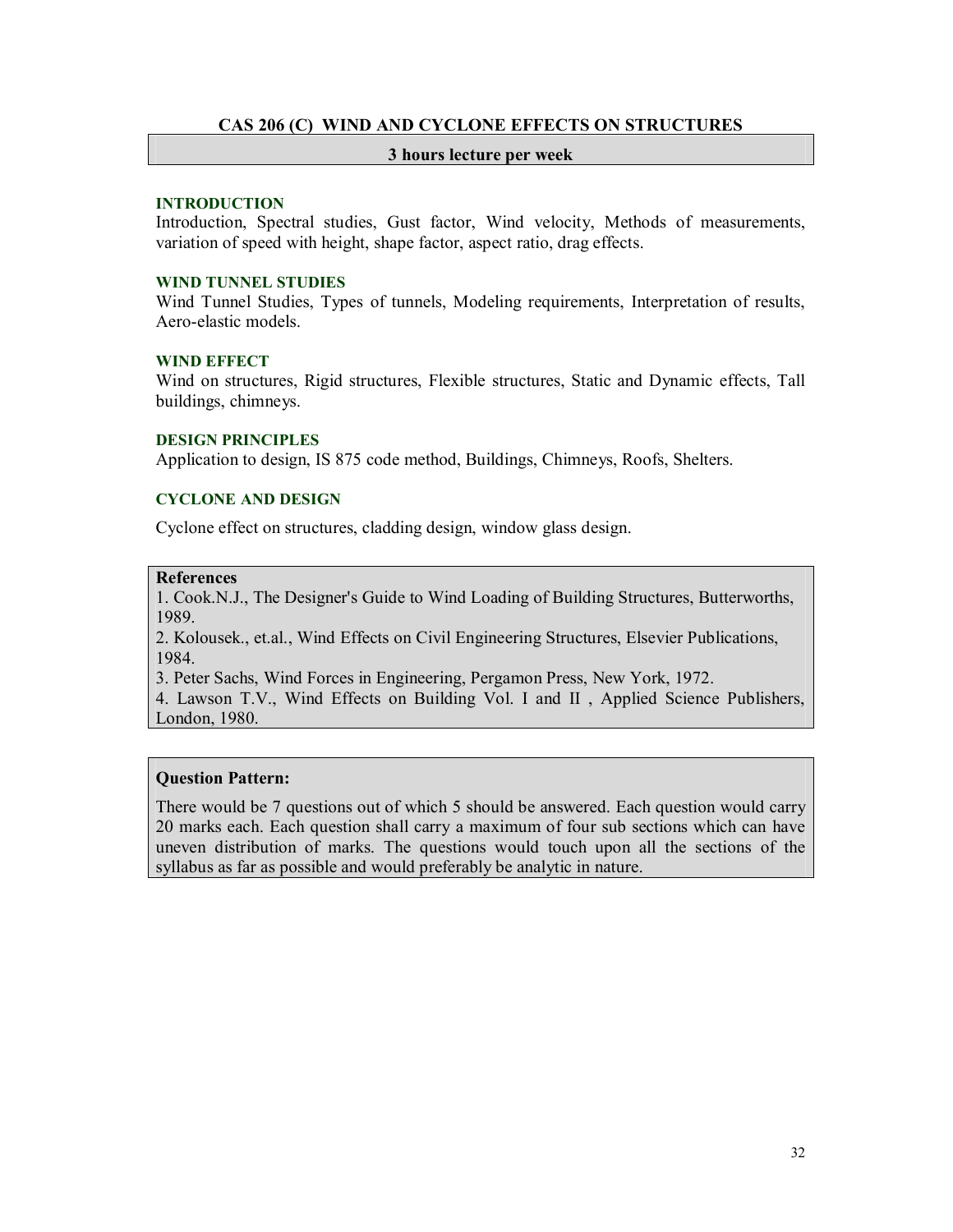## CAS 206 (C) WIND AND CYCLONE EFFECTS ON STRUCTURES

**3 hours lecture per week**

### INTRODUCTION

Introduction, Spectral studies, Gust factor, Wind velocity, Methods of measurements, variation of speed with height, shape factor, aspect ratio, drag effects.

### WIND TUNNEL STUDIES

Wind Tunnel Studies, Types of tunnels, Modeling requirements, Interpretation of results, Aero-elastic models.

### WIND EFFECT

Wind on structures, Rigid structures, Flexible structures, Static and Dynamic effects, Tall buildings, chimneys.

### DESIGN PRINCIPLES

Application to design, IS 875 code method, Buildings, Chimneys, Roofs, Shelters.

### CYCLONE AND DESIGN

Cyclone effect on structures, cladding design, window glass design.

**References**

1. Cook.N.J., The Designer's Guide to Wind Loading of Building Structures, Butterworths, 1989.
2. Kolousek., et.al., Wind Effects on Civil Engineering Structures, Elsevier Publications, 1984.
3. Peter Sachs, Wind Forces in Engineering, Pergamon Press, New York, 1972.
4. Lawson T.V., Wind Effects on Building Vol. I and II , Applied Science Publishers, London, 1980.

**Question Pattern:**

There would be 7 questions out of which 5 should be answered. Each question would carry 20 marks each. Each question shall carry a maximum of four sub sections which can have uneven distribution of marks. The questions would touch upon all the sections of the syllabus as far as possible and would preferably be analytic in nature.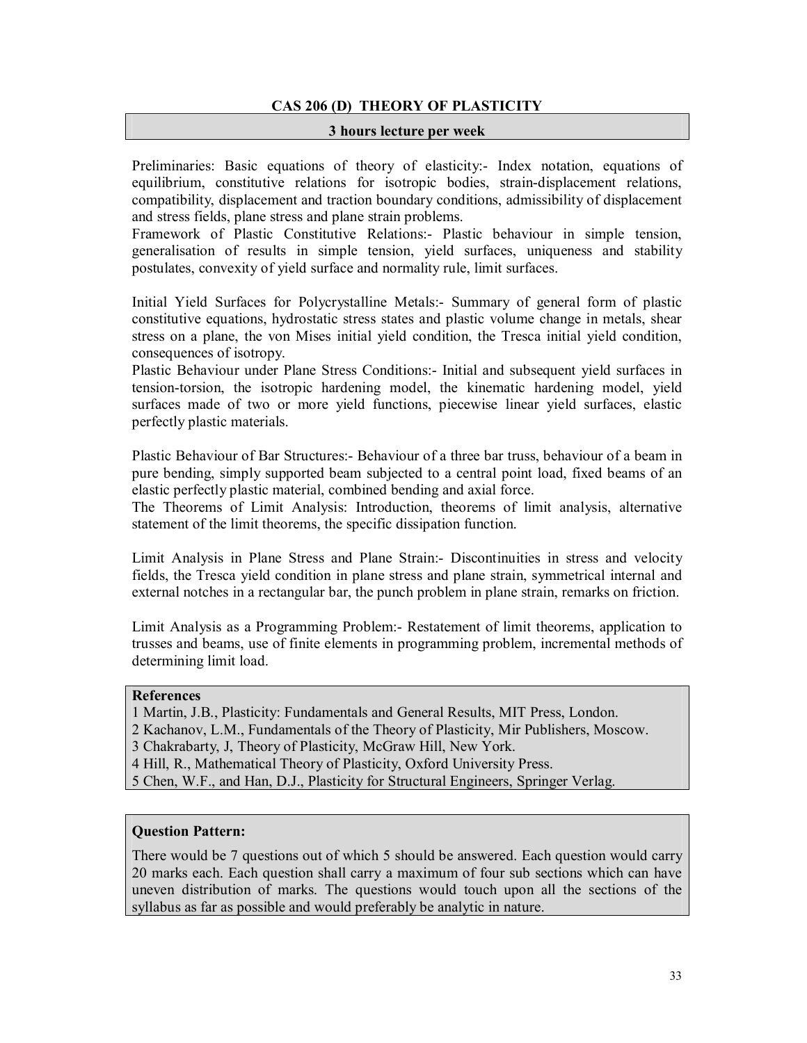## CAS 206 (D) THEORY OF PLASTICITY

**3 hours lecture per week**

Preliminaries: Basic equations of theory of elasticity:- Index notation, equations of equilibrium, constitutive relations for isotropic bodies, strain-displacement relations, compatibility, displacement and traction boundary conditions, admissibility of displacement and stress fields, plane stress and plane strain problems.

Framework of Plastic Constitutive Relations:- Plastic behaviour in simple tension, generalisation of results in simple tension, yield surfaces, uniqueness and stability postulates, convexity of yield surface and normality rule, limit surfaces.

Initial Yield Surfaces for Polycrystalline Metals:- Summary of general form of plastic constitutive equations, hydrostatic stress states and plastic volume change in metals, shear stress on a plane, the von Mises initial yield condition, the Tresca initial yield condition, consequences of isotropy.

Plastic Behaviour under Plane Stress Conditions:- Initial and subsequent yield surfaces in tension-torsion, the isotropic hardening model, the kinematic hardening model, yield surfaces made of two or more yield functions, piecewise linear yield surfaces, elastic perfectly plastic materials.

Plastic Behaviour of Bar Structures:- Behaviour of a three bar truss, behaviour of a beam in pure bending, simply supported beam subjected to a central point load, fixed beams of an elastic perfectly plastic material, combined bending and axial force.

The Theorems of Limit Analysis: Introduction, theorems of limit analysis, alternative statement of the limit theorems, the specific dissipation function.

Limit Analysis in Plane Stress and Plane Strain:- Discontinuities in stress and velocity fields, the Tresca yield condition in plane stress and plane strain, symmetrical internal and external notches in a rectangular bar, the punch problem in plane strain, remarks on friction.

Limit Analysis as a Programming Problem:- Restatement of limit theorems, application to trusses and beams, use of finite elements in programming problem, incremental methods of determining limit load.

**References**

1 Martin, J.B., Plasticity: Fundamentals and General Results, MIT Press, London.
2 Kachanov, L.M., Fundamentals of the Theory of Plasticity, Mir Publishers, Moscow.
3 Chakrabarty, J, Theory of Plasticity, McGraw Hill, New York.
4 Hill, R., Mathematical Theory of Plasticity, Oxford University Press.
5 Chen, W.F., and Han, D.J., Plasticity for Structural Engineers, Springer Verlag.

**Question Pattern:**

There would be 7 questions out of which 5 should be answered. Each question would carry 20 marks each. Each question shall carry a maximum of four sub sections which can have uneven distribution of marks. The questions would touch upon all the sections of the syllabus as far as possible and would preferably be analytic in nature.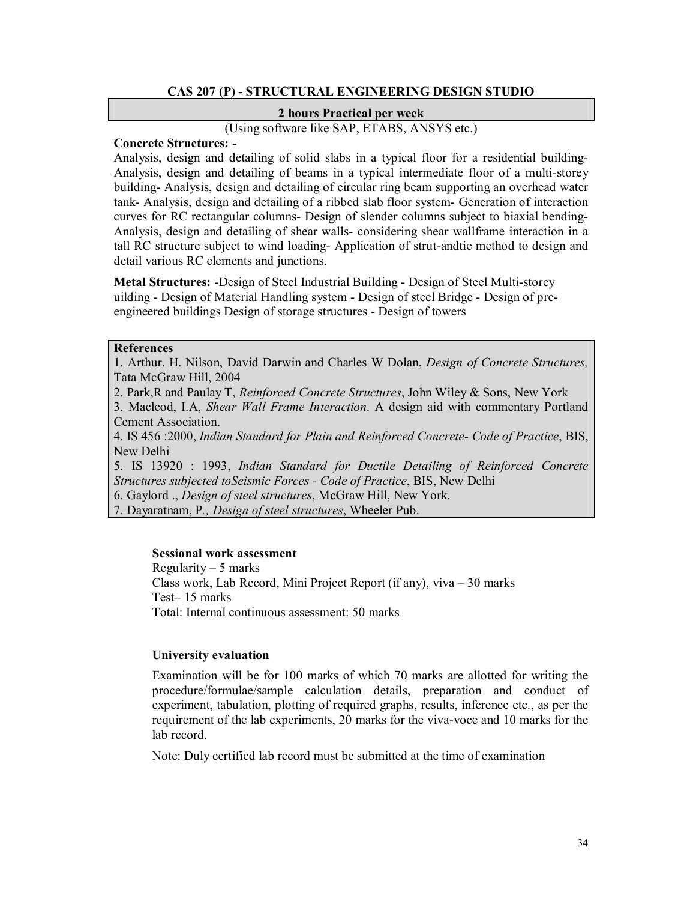## CAS 207 (P) - STRUCTURAL ENGINEERING DESIGN STUDIO

**2 hours Practical per week**

(Using software like SAP, ETABS, ANSYS etc.)

**Concrete Structures: -**

Analysis, design and detailing of solid slabs in a typical floor for a residential building- Analysis, design and detailing of beams in a typical intermediate floor of a multi-storey building- Analysis, design and detailing of circular ring beam supporting an overhead water tank- Analysis, design and detailing of a ribbed slab floor system- Generation of interaction curves for RC rectangular columns- Design of slender columns subject to biaxial bending- Analysis, design and detailing of shear walls- considering shear wallframe interaction in a tall RC structure subject to wind loading- Application of strut-andtie method to design and detail various RC elements and junctions.

**Metal Structures:** -Design of Steel Industrial Building - Design of Steel Multi-storey uilding - Design of Material Handling system - Design of steel Bridge - Design of pre-engineered buildings Design of storage structures - Design of towers

**References**

1. Arthur. H. Nilson, David Darwin and Charles W Dolan, *Design of Concrete Structures,* Tata McGraw Hill, 2004
2. Park,R and Paulay T, *Reinforced Concrete Structures*, John Wiley & Sons, New York
3. Macleod, I.A, *Shear Wall Frame Interaction*. A design aid with commentary Portland Cement Association.
4. IS 456 :2000, *Indian Standard for Plain and Reinforced Concrete- Code of Practice*, BIS, New Delhi
5. IS 13920 : 1993, *Indian Standard for Ductile Detailing of Reinforced Concrete Structures subjected toSeismic Forces - Code of Practice*, BIS, New Delhi
6. Gaylord ., *Design of steel structures*, McGraw Hill, New York.
7. Dayaratnam, P*., Design of steel structures*, Wheeler Pub.

**Sessional work assessment**

Regularity – 5 marks
Class work, Lab Record, Mini Project Report (if any), viva – 30 marks
Test– 15 marks
Total: Internal continuous assessment: 50 marks

**University evaluation**

Examination will be for 100 marks of which 70 marks are allotted for writing the procedure/formulae/sample calculation details, preparation and conduct of experiment, tabulation, plotting of required graphs, results, inference etc., as per the requirement of the lab experiments, 20 marks for the viva-voce and 10 marks for the lab record.

Note: Duly certified lab record must be submitted at the time of examination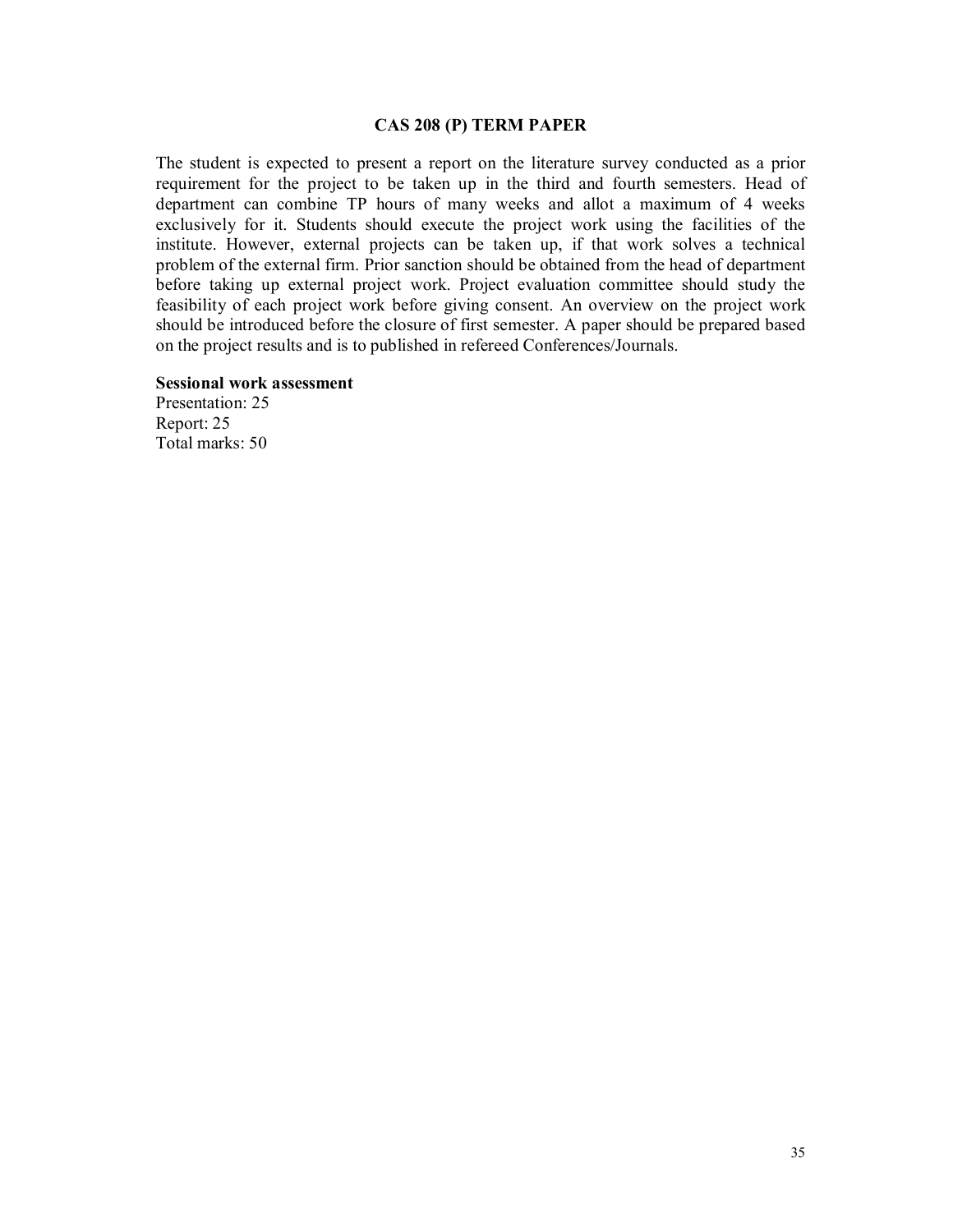## CAS 208 (P) TERM PAPER

The student is expected to present a report on the literature survey conducted as a prior requirement for the project to be taken up in the third and fourth semesters. Head of department can combine TP hours of many weeks and allot a maximum of 4 weeks exclusively for it. Students should execute the project work using the facilities of the institute. However, external projects can be taken up, if that work solves a technical problem of the external firm. Prior sanction should be obtained from the head of department before taking up external project work. Project evaluation committee should study the feasibility of each project work before giving consent. An overview on the project work should be introduced before the closure of first semester. A paper should be prepared based on the project results and is to published in refereed Conferences/Journals.

**Sessional work assessment**

Presentation: 25
Report: 25
Total marks: 50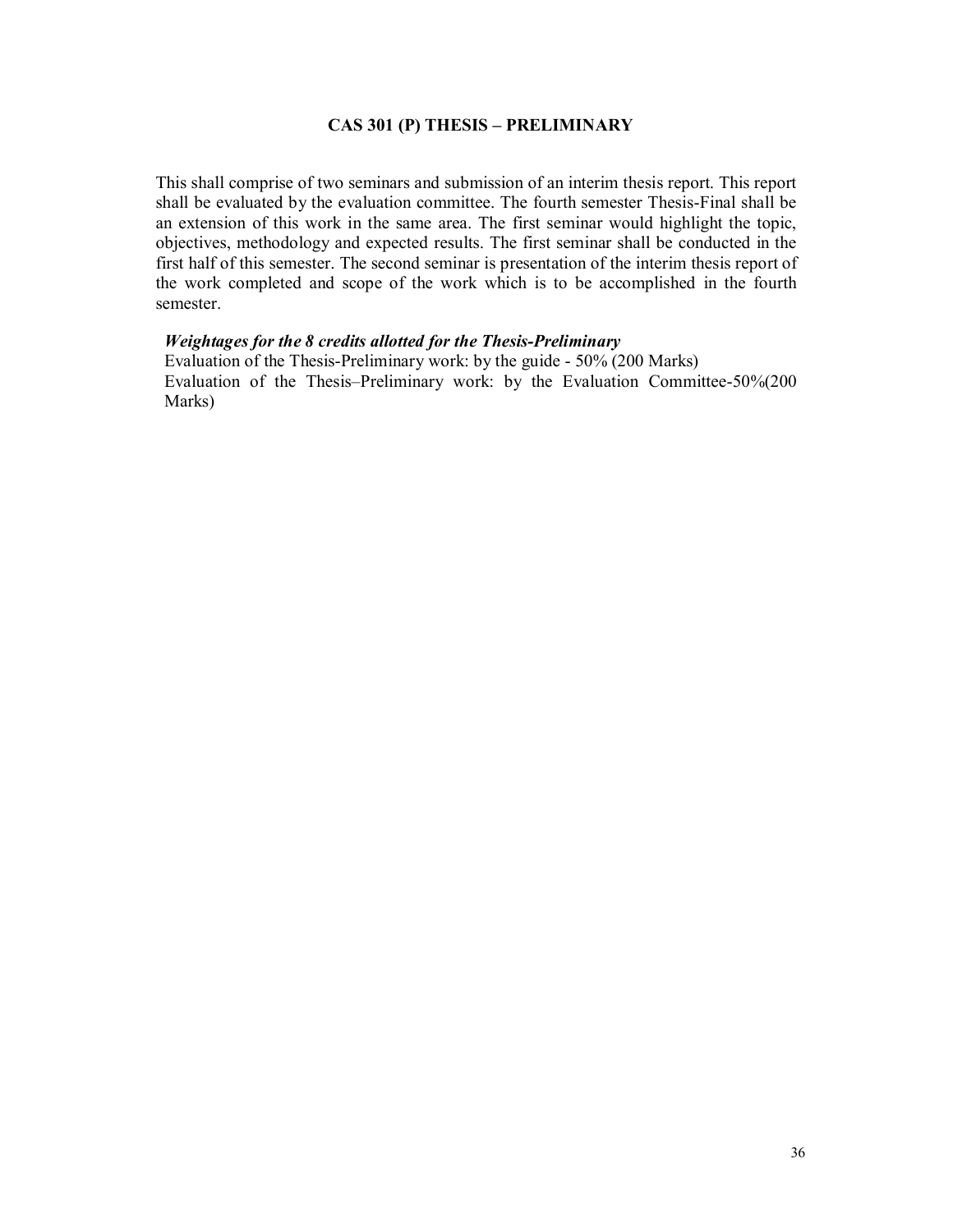# CAS 301 (P) THESIS – PRELIMINARY

This shall comprise of two seminars and submission of an interim thesis report. This report shall be evaluated by the evaluation committee. The fourth semester Thesis-Final shall be an extension of this work in the same area. The first seminar would highlight the topic, objectives, methodology and expected results. The first seminar shall be conducted in the first half of this semester. The second seminar is presentation of the interim thesis report of the work completed and scope of the work which is to be accomplished in the fourth semester.

***Weightages for the 8 credits allotted for the Thesis-Preliminary***

Evaluation of the Thesis-Preliminary work: by the guide - 50% (200 Marks)

Evaluation of the Thesis–Preliminary work: by the Evaluation Committee-50%(200 Marks)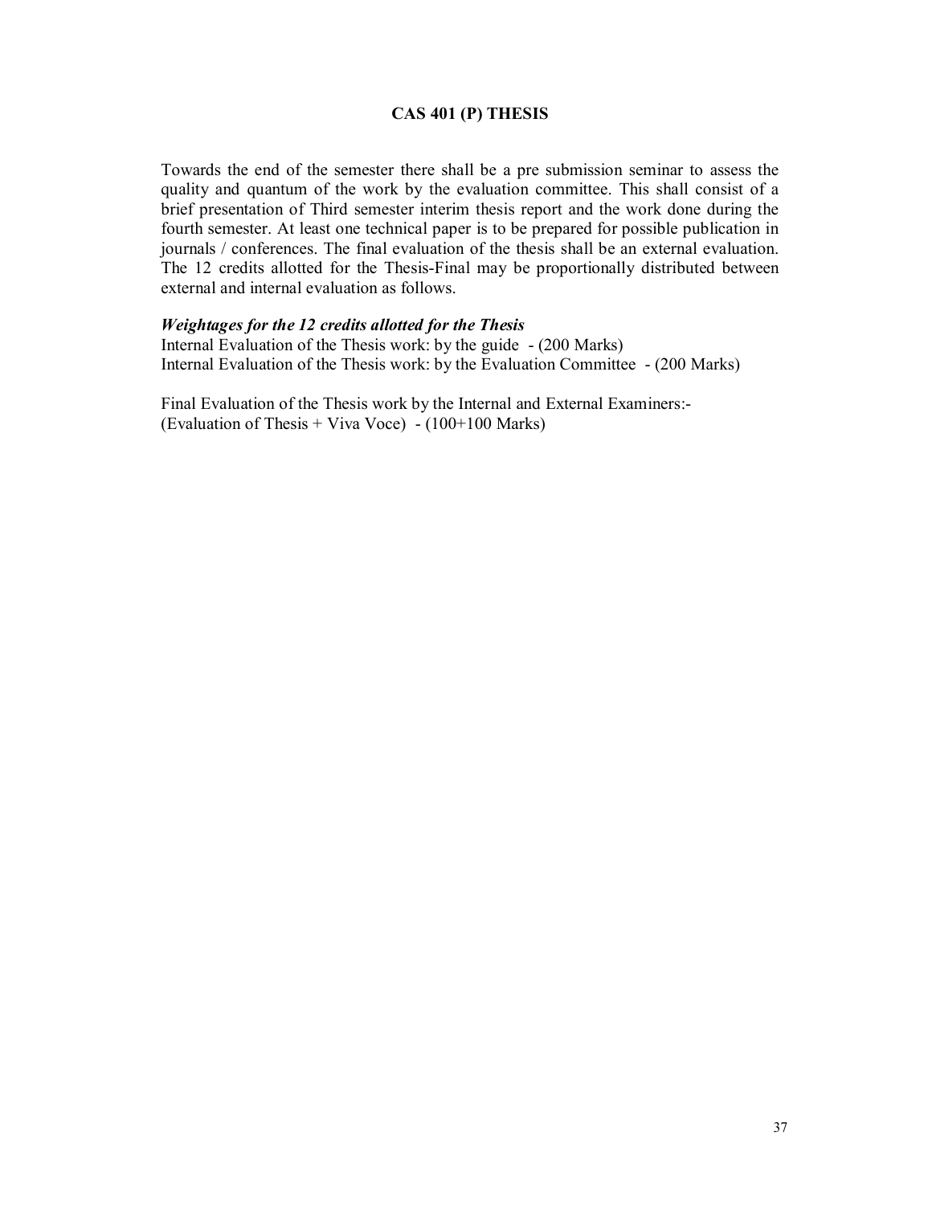## CAS 401 (P) THESIS

Towards the end of the semester there shall be a pre submission seminar to assess the quality and quantum of the work by the evaluation committee. This shall consist of a brief presentation of Third semester interim thesis report and the work done during the fourth semester. At least one technical paper is to be prepared for possible publication in journals / conferences. The final evaluation of the thesis shall be an external evaluation. The 12 credits allotted for the Thesis-Final may be proportionally distributed between external and internal evaluation as follows.

***Weightages for the 12 credits allotted for the Thesis***

Internal Evaluation of the Thesis work: by the guide - (200 Marks)
Internal Evaluation of the Thesis work: by the Evaluation Committee - (200 Marks)

Final Evaluation of the Thesis work by the Internal and External Examiners:-
(Evaluation of Thesis + Viva Voce) - (100+100 Marks)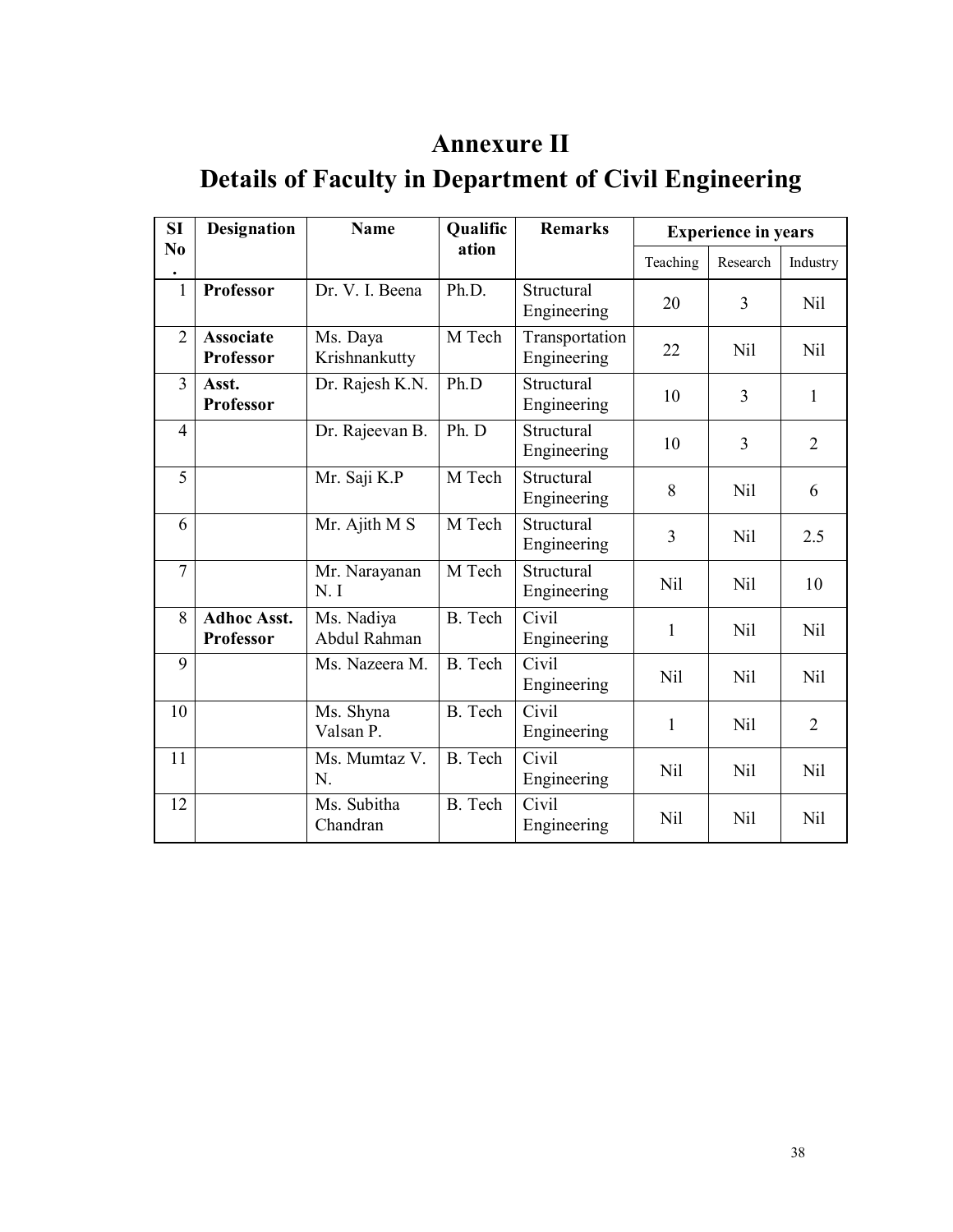# Annexure II

# Details of Faculty in Department of Civil Engineering

| SI No. | Designation | Name | Qualification | Remarks | Experience in years | | |
|---|---|---|---|---|---|---|---|
| | | | | | Teaching | Research | Industry |
| 1 | **Professor** | Dr. V. I. Beena | Ph.D. | Structural Engineering | 20 | 3 | Nil |
| 2 | **Associate Professor** | Ms. Daya Krishnankutty | M Tech | Transportation Engineering | 22 | Nil | Nil |
| 3 | **Asst. Professor** | Dr. Rajesh K.N. | Ph.D | Structural Engineering | 10 | 3 | 1 |
| 4 | | Dr. Rajeevan B. | Ph. D | Structural Engineering | 10 | 3 | 2 |
| 5 | | Mr. Saji K.P | M Tech | Structural Engineering | 8 | Nil | 6 |
| 6 | | Mr. Ajith M S | M Tech | Structural Engineering | 3 | Nil | 2.5 |
| 7 | | Mr. Narayanan N. I | M Tech | Structural Engineering | Nil | Nil | 10 |
| 8 | **Adhoc Asst. Professor** | Ms. Nadiya Abdul Rahman | B. Tech | Civil Engineering | 1 | Nil | Nil |
| 9 | | Ms. Nazeera M. | B. Tech | Civil Engineering | Nil | Nil | Nil |
| 10 | | Ms. Shyna Valsan P. | B. Tech | Civil Engineering | 1 | Nil | 2 |
| 11 | | Ms. Mumtaz V. N. | B. Tech | Civil Engineering | Nil | Nil | Nil |
| 12 | | Ms. Subitha Chandran | B. Tech | Civil Engineering | Nil | Nil | Nil |